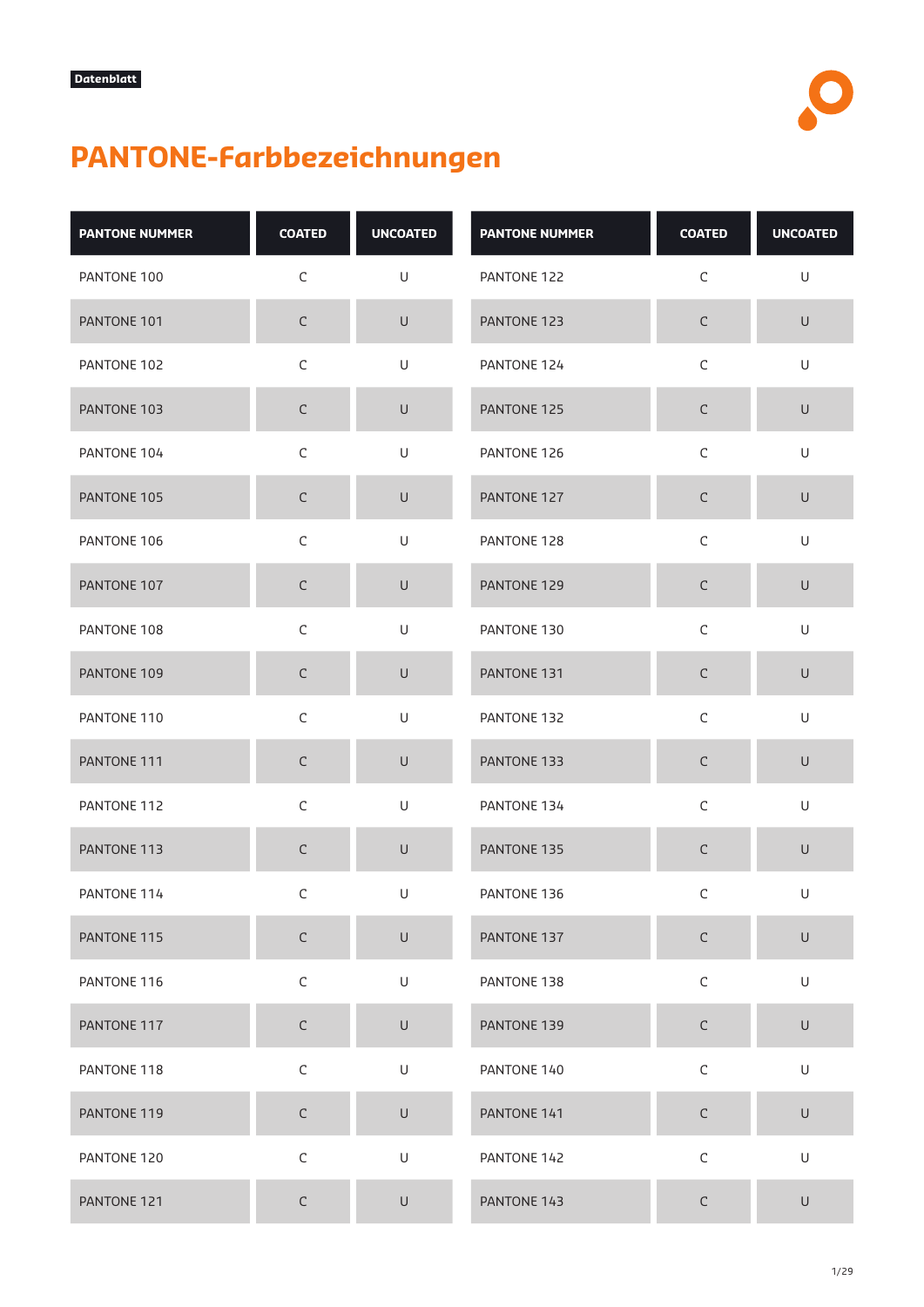Datenblatt

# PANTONE-Farbbezeichnungen

| PANTONE NUMMER | COATED | UNCOATED | PANTONE NUMMER | COATED | UNCOATED |
|---|---|---|---|---|---|
| PANTONE 100 | C | U | PANTONE 122 | C | U |
| PANTONE 101 | C | U | PANTONE 123 | C | U |
| PANTONE 102 | C | U | PANTONE 124 | C | U |
| PANTONE 103 | C | U | PANTONE 125 | C | U |
| PANTONE 104 | C | U | PANTONE 126 | C | U |
| PANTONE 105 | C | U | PANTONE 127 | C | U |
| PANTONE 106 | C | U | PANTONE 128 | C | U |
| PANTONE 107 | C | U | PANTONE 129 | C | U |
| PANTONE 108 | C | U | PANTONE 130 | C | U |
| PANTONE 109 | C | U | PANTONE 131 | C | U |
| PANTONE 110 | C | U | PANTONE 132 | C | U |
| PANTONE 111 | C | U | PANTONE 133 | C | U |
| PANTONE 112 | C | U | PANTONE 134 | C | U |
| PANTONE 113 | C | U | PANTONE 135 | C | U |
| PANTONE 114 | C | U | PANTONE 136 | C | U |
| PANTONE 115 | C | U | PANTONE 137 | C | U |
| PANTONE 116 | C | U | PANTONE 138 | C | U |
| PANTONE 117 | C | U | PANTONE 139 | C | U |
| PANTONE 118 | C | U | PANTONE 140 | C | U |
| PANTONE 119 | C | U | PANTONE 141 | C | U |
| PANTONE 120 | C | U | PANTONE 142 | C | U |
| PANTONE 121 | C | U | PANTONE 143 | C | U |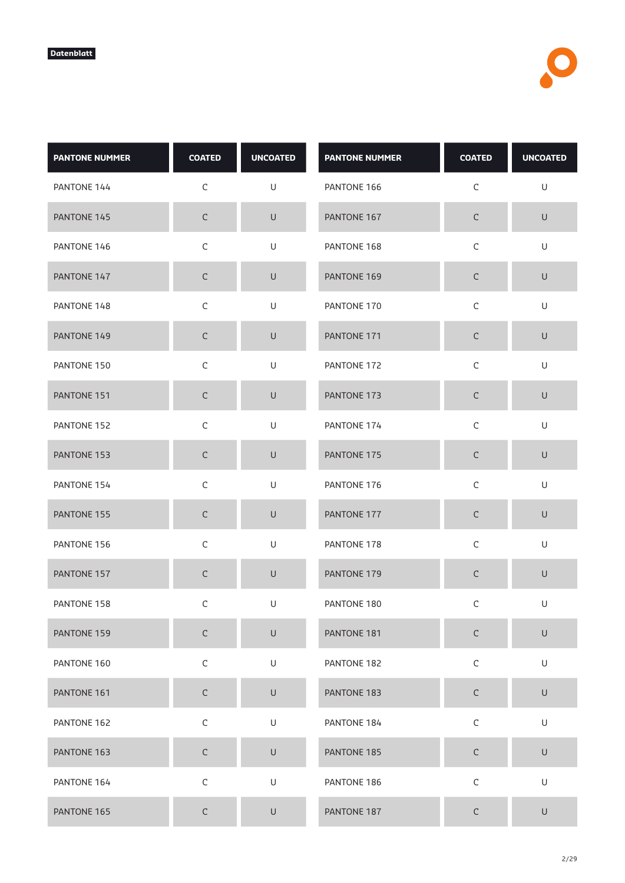Datenblatt

| PANTONE NUMMER | COATED | UNCOATED | PANTONE NUMMER | COATED | UNCOATED |
|---|---|---|---|---|---|
| PANTONE 144 | C | U | PANTONE 166 | C | U |
| PANTONE 145 | C | U | PANTONE 167 | C | U |
| PANTONE 146 | C | U | PANTONE 168 | C | U |
| PANTONE 147 | C | U | PANTONE 169 | C | U |
| PANTONE 148 | C | U | PANTONE 170 | C | U |
| PANTONE 149 | C | U | PANTONE 171 | C | U |
| PANTONE 150 | C | U | PANTONE 172 | C | U |
| PANTONE 151 | C | U | PANTONE 173 | C | U |
| PANTONE 152 | C | U | PANTONE 174 | C | U |
| PANTONE 153 | C | U | PANTONE 175 | C | U |
| PANTONE 154 | C | U | PANTONE 176 | C | U |
| PANTONE 155 | C | U | PANTONE 177 | C | U |
| PANTONE 156 | C | U | PANTONE 178 | C | U |
| PANTONE 157 | C | U | PANTONE 179 | C | U |
| PANTONE 158 | C | U | PANTONE 180 | C | U |
| PANTONE 159 | C | U | PANTONE 181 | C | U |
| PANTONE 160 | C | U | PANTONE 182 | C | U |
| PANTONE 161 | C | U | PANTONE 183 | C | U |
| PANTONE 162 | C | U | PANTONE 184 | C | U |
| PANTONE 163 | C | U | PANTONE 185 | C | U |
| PANTONE 164 | C | U | PANTONE 186 | C | U |
| PANTONE 165 | C | U | PANTONE 187 | C | U |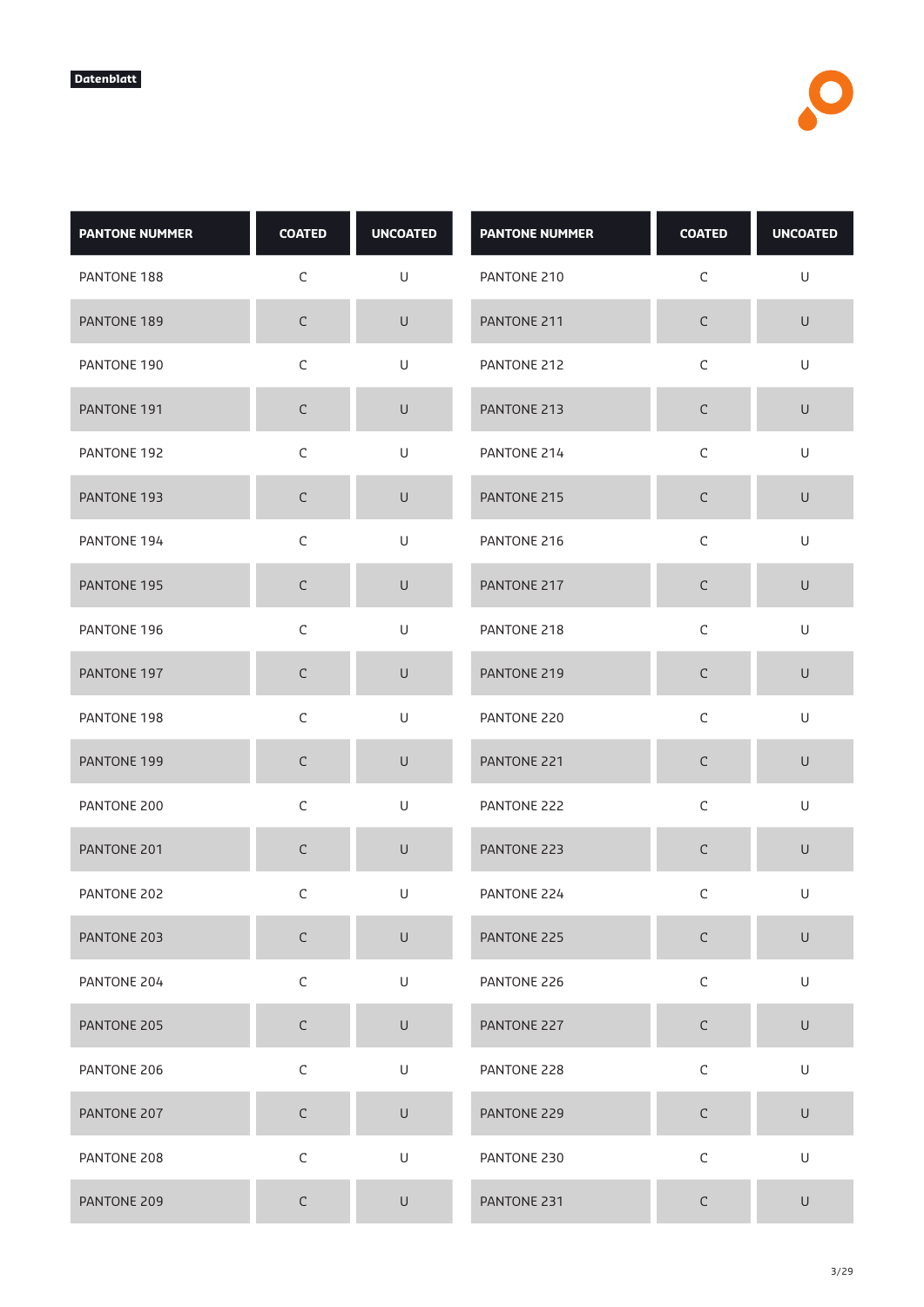Datenblatt

| PANTONE NUMMER | COATED | UNCOATED |
|---|---|---|
| PANTONE 188 | C | U |
| PANTONE 189 | C | U |
| PANTONE 190 | C | U |
| PANTONE 191 | C | U |
| PANTONE 192 | C | U |
| PANTONE 193 | C | U |
| PANTONE 194 | C | U |
| PANTONE 195 | C | U |
| PANTONE 196 | C | U |
| PANTONE 197 | C | U |
| PANTONE 198 | C | U |
| PANTONE 199 | C | U |
| PANTONE 200 | C | U |
| PANTONE 201 | C | U |
| PANTONE 202 | C | U |
| PANTONE 203 | C | U |
| PANTONE 204 | C | U |
| PANTONE 205 | C | U |
| PANTONE 206 | C | U |
| PANTONE 207 | C | U |
| PANTONE 208 | C | U |
| PANTONE 209 | C | U |

| PANTONE NUMMER | COATED | UNCOATED |
|---|---|---|
| PANTONE 210 | C | U |
| PANTONE 211 | C | U |
| PANTONE 212 | C | U |
| PANTONE 213 | C | U |
| PANTONE 214 | C | U |
| PANTONE 215 | C | U |
| PANTONE 216 | C | U |
| PANTONE 217 | C | U |
| PANTONE 218 | C | U |
| PANTONE 219 | C | U |
| PANTONE 220 | C | U |
| PANTONE 221 | C | U |
| PANTONE 222 | C | U |
| PANTONE 223 | C | U |
| PANTONE 224 | C | U |
| PANTONE 225 | C | U |
| PANTONE 226 | C | U |
| PANTONE 227 | C | U |
| PANTONE 228 | C | U |
| PANTONE 229 | C | U |
| PANTONE 230 | C | U |
| PANTONE 231 | C | U |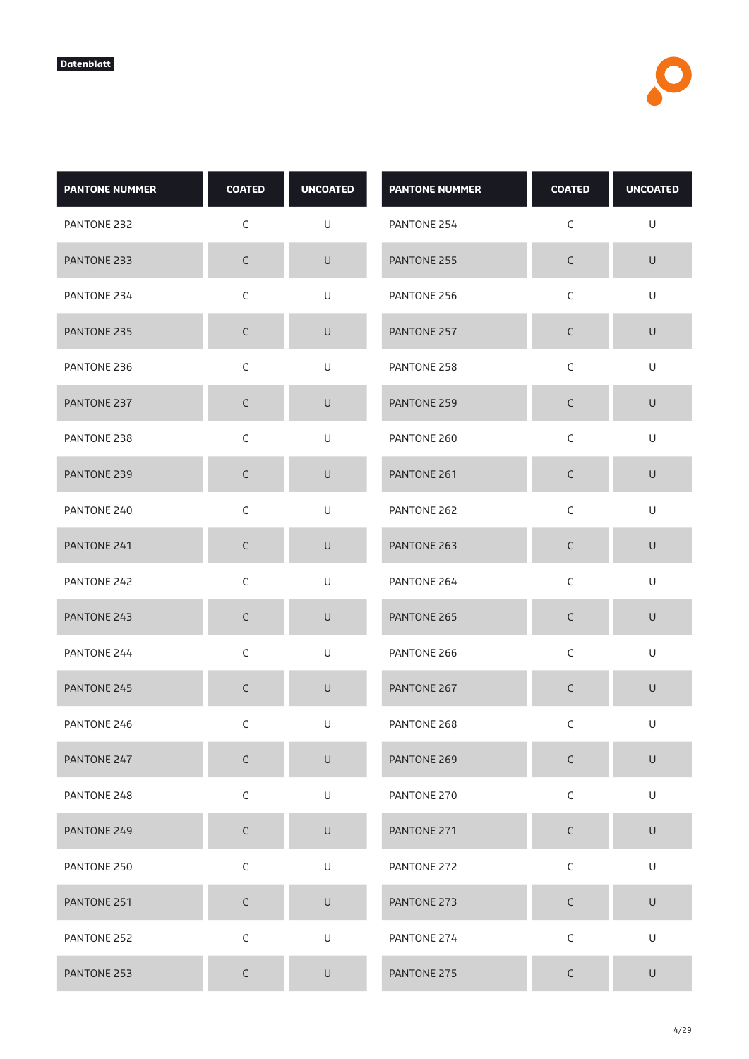Datenblatt

| PANTONE NUMMER | COATED | UNCOATED |
| --- | --- | --- |
| PANTONE 232 | C | U |
| PANTONE 233 | C | U |
| PANTONE 234 | C | U |
| PANTONE 235 | C | U |
| PANTONE 236 | C | U |
| PANTONE 237 | C | U |
| PANTONE 238 | C | U |
| PANTONE 239 | C | U |
| PANTONE 240 | C | U |
| PANTONE 241 | C | U |
| PANTONE 242 | C | U |
| PANTONE 243 | C | U |
| PANTONE 244 | C | U |
| PANTONE 245 | C | U |
| PANTONE 246 | C | U |
| PANTONE 247 | C | U |
| PANTONE 248 | C | U |
| PANTONE 249 | C | U |
| PANTONE 250 | C | U |
| PANTONE 251 | C | U |
| PANTONE 252 | C | U |
| PANTONE 253 | C | U |

| PANTONE NUMMER | COATED | UNCOATED |
| --- | --- | --- |
| PANTONE 254 | C | U |
| PANTONE 255 | C | U |
| PANTONE 256 | C | U |
| PANTONE 257 | C | U |
| PANTONE 258 | C | U |
| PANTONE 259 | C | U |
| PANTONE 260 | C | U |
| PANTONE 261 | C | U |
| PANTONE 262 | C | U |
| PANTONE 263 | C | U |
| PANTONE 264 | C | U |
| PANTONE 265 | C | U |
| PANTONE 266 | C | U |
| PANTONE 267 | C | U |
| PANTONE 268 | C | U |
| PANTONE 269 | C | U |
| PANTONE 270 | C | U |
| PANTONE 271 | C | U |
| PANTONE 272 | C | U |
| PANTONE 273 | C | U |
| PANTONE 274 | C | U |
| PANTONE 275 | C | U |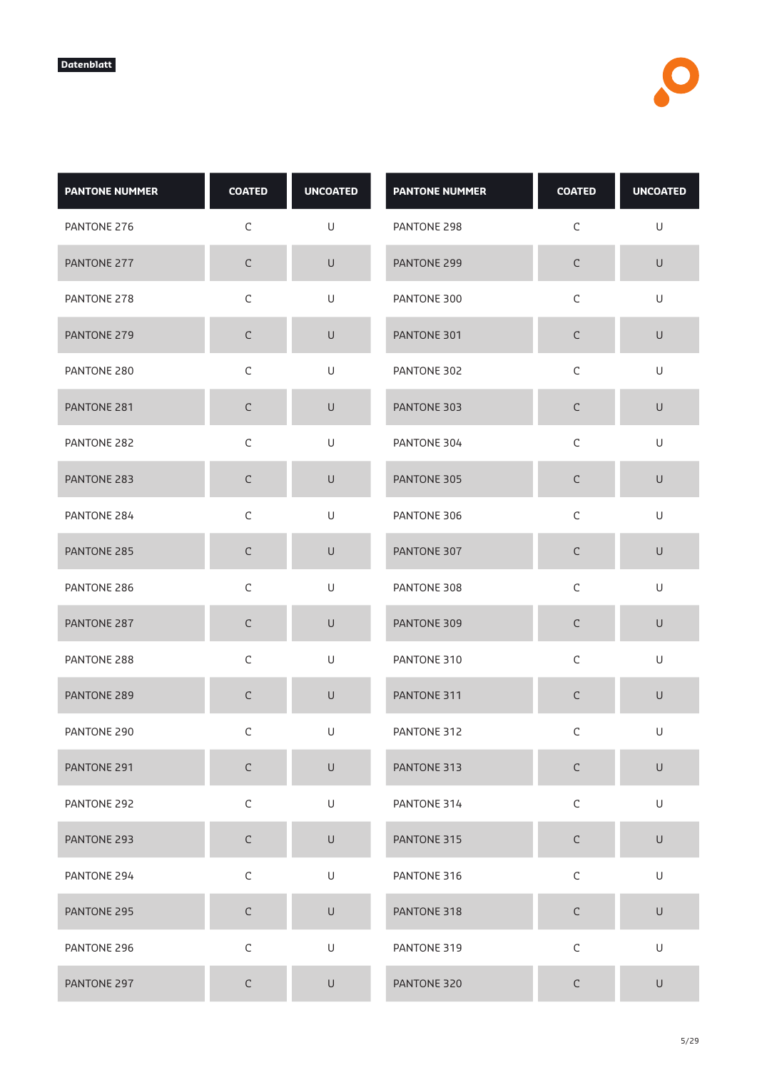Datenblatt

| PANTONE NUMMER | COATED | UNCOATED |
|---|---|---|
| PANTONE 276 | C | U |
| PANTONE 277 | C | U |
| PANTONE 278 | C | U |
| PANTONE 279 | C | U |
| PANTONE 280 | C | U |
| PANTONE 281 | C | U |
| PANTONE 282 | C | U |
| PANTONE 283 | C | U |
| PANTONE 284 | C | U |
| PANTONE 285 | C | U |
| PANTONE 286 | C | U |
| PANTONE 287 | C | U |
| PANTONE 288 | C | U |
| PANTONE 289 | C | U |
| PANTONE 290 | C | U |
| PANTONE 291 | C | U |
| PANTONE 292 | C | U |
| PANTONE 293 | C | U |
| PANTONE 294 | C | U |
| PANTONE 295 | C | U |
| PANTONE 296 | C | U |
| PANTONE 297 | C | U |
| PANTONE 298 | C | U |
| PANTONE 299 | C | U |
| PANTONE 300 | C | U |
| PANTONE 301 | C | U |
| PANTONE 302 | C | U |
| PANTONE 303 | C | U |
| PANTONE 304 | C | U |
| PANTONE 305 | C | U |
| PANTONE 306 | C | U |
| PANTONE 307 | C | U |
| PANTONE 308 | C | U |
| PANTONE 309 | C | U |
| PANTONE 310 | C | U |
| PANTONE 311 | C | U |
| PANTONE 312 | C | U |
| PANTONE 313 | C | U |
| PANTONE 314 | C | U |
| PANTONE 315 | C | U |
| PANTONE 316 | C | U |
| PANTONE 318 | C | U |
| PANTONE 319 | C | U |
| PANTONE 320 | C | U |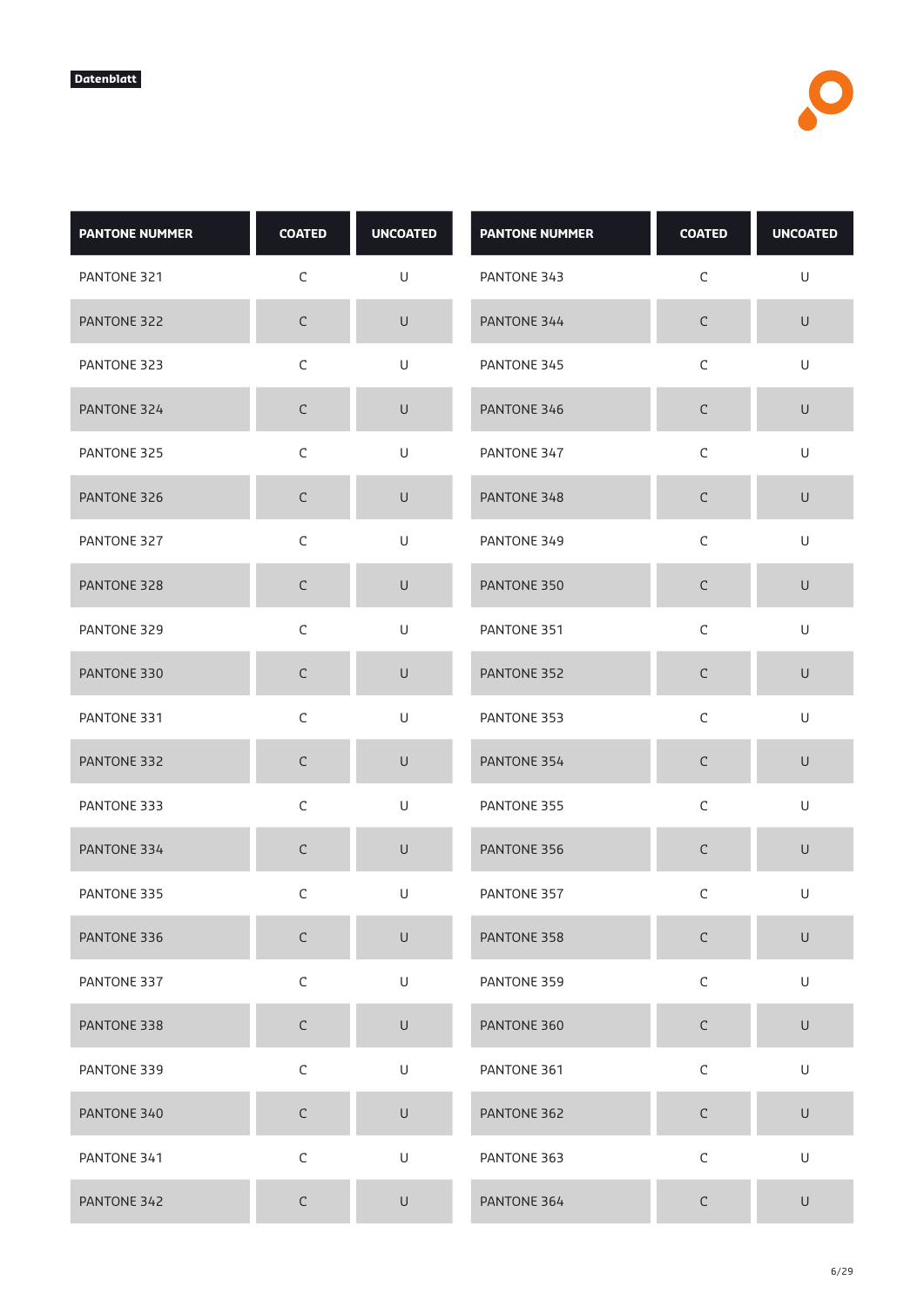Datenblatt

| PANTONE NUMMER | COATED | UNCOATED | PANTONE NUMMER | COATED | UNCOATED |
|---|---|---|---|---|---|
| PANTONE 321 | C | U | PANTONE 343 | C | U |
| PANTONE 322 | C | U | PANTONE 344 | C | U |
| PANTONE 323 | C | U | PANTONE 345 | C | U |
| PANTONE 324 | C | U | PANTONE 346 | C | U |
| PANTONE 325 | C | U | PANTONE 347 | C | U |
| PANTONE 326 | C | U | PANTONE 348 | C | U |
| PANTONE 327 | C | U | PANTONE 349 | C | U |
| PANTONE 328 | C | U | PANTONE 350 | C | U |
| PANTONE 329 | C | U | PANTONE 351 | C | U |
| PANTONE 330 | C | U | PANTONE 352 | C | U |
| PANTONE 331 | C | U | PANTONE 353 | C | U |
| PANTONE 332 | C | U | PANTONE 354 | C | U |
| PANTONE 333 | C | U | PANTONE 355 | C | U |
| PANTONE 334 | C | U | PANTONE 356 | C | U |
| PANTONE 335 | C | U | PANTONE 357 | C | U |
| PANTONE 336 | C | U | PANTONE 358 | C | U |
| PANTONE 337 | C | U | PANTONE 359 | C | U |
| PANTONE 338 | C | U | PANTONE 360 | C | U |
| PANTONE 339 | C | U | PANTONE 361 | C | U |
| PANTONE 340 | C | U | PANTONE 362 | C | U |
| PANTONE 341 | C | U | PANTONE 363 | C | U |
| PANTONE 342 | C | U | PANTONE 364 | C | U |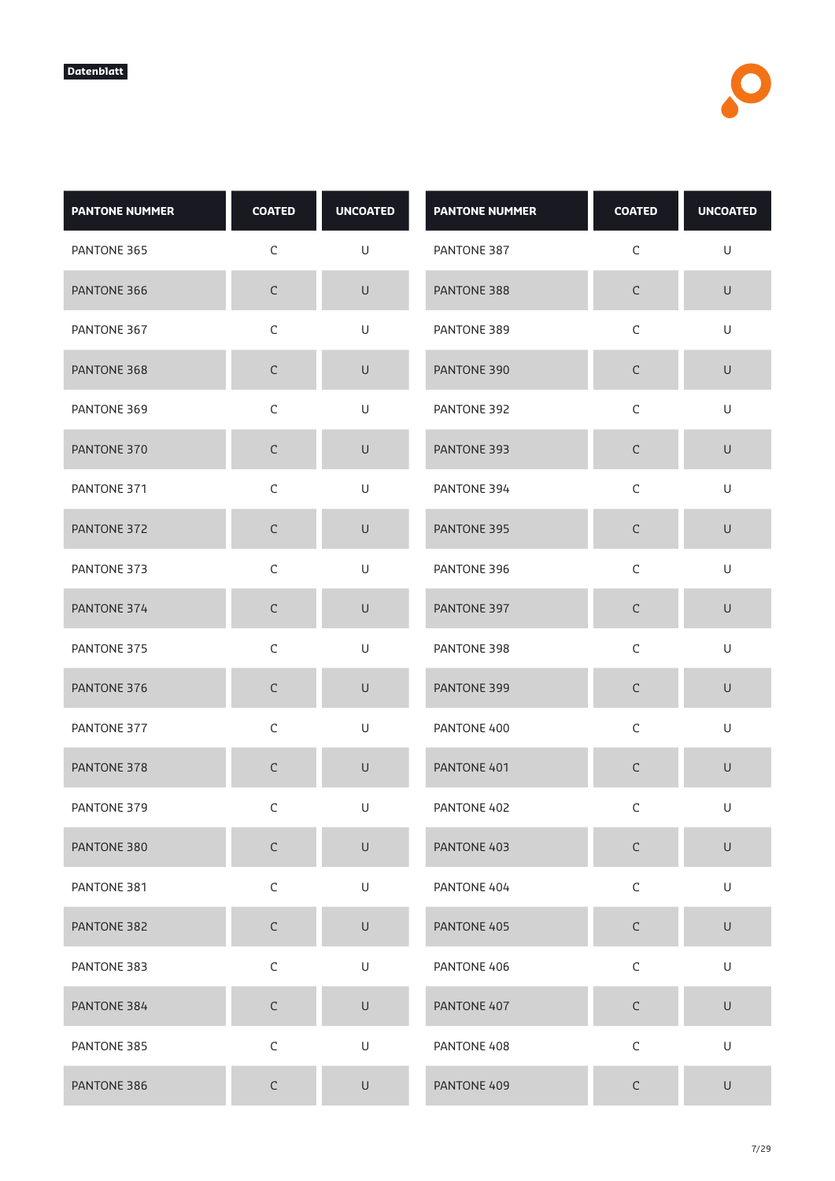Datenblatt

| PANTONE NUMMER | COATED | UNCOATED | PANTONE NUMMER | COATED | UNCOATED |
|---|---|---|---|---|---|
| PANTONE 365 | C | U | PANTONE 387 | C | U |
| PANTONE 366 | C | U | PANTONE 388 | C | U |
| PANTONE 367 | C | U | PANTONE 389 | C | U |
| PANTONE 368 | C | U | PANTONE 390 | C | U |
| PANTONE 369 | C | U | PANTONE 392 | C | U |
| PANTONE 370 | C | U | PANTONE 393 | C | U |
| PANTONE 371 | C | U | PANTONE 394 | C | U |
| PANTONE 372 | C | U | PANTONE 395 | C | U |
| PANTONE 373 | C | U | PANTONE 396 | C | U |
| PANTONE 374 | C | U | PANTONE 397 | C | U |
| PANTONE 375 | C | U | PANTONE 398 | C | U |
| PANTONE 376 | C | U | PANTONE 399 | C | U |
| PANTONE 377 | C | U | PANTONE 400 | C | U |
| PANTONE 378 | C | U | PANTONE 401 | C | U |
| PANTONE 379 | C | U | PANTONE 402 | C | U |
| PANTONE 380 | C | U | PANTONE 403 | C | U |
| PANTONE 381 | C | U | PANTONE 404 | C | U |
| PANTONE 382 | C | U | PANTONE 405 | C | U |
| PANTONE 383 | C | U | PANTONE 406 | C | U |
| PANTONE 384 | C | U | PANTONE 407 | C | U |
| PANTONE 385 | C | U | PANTONE 408 | C | U |
| PANTONE 386 | C | U | PANTONE 409 | C | U |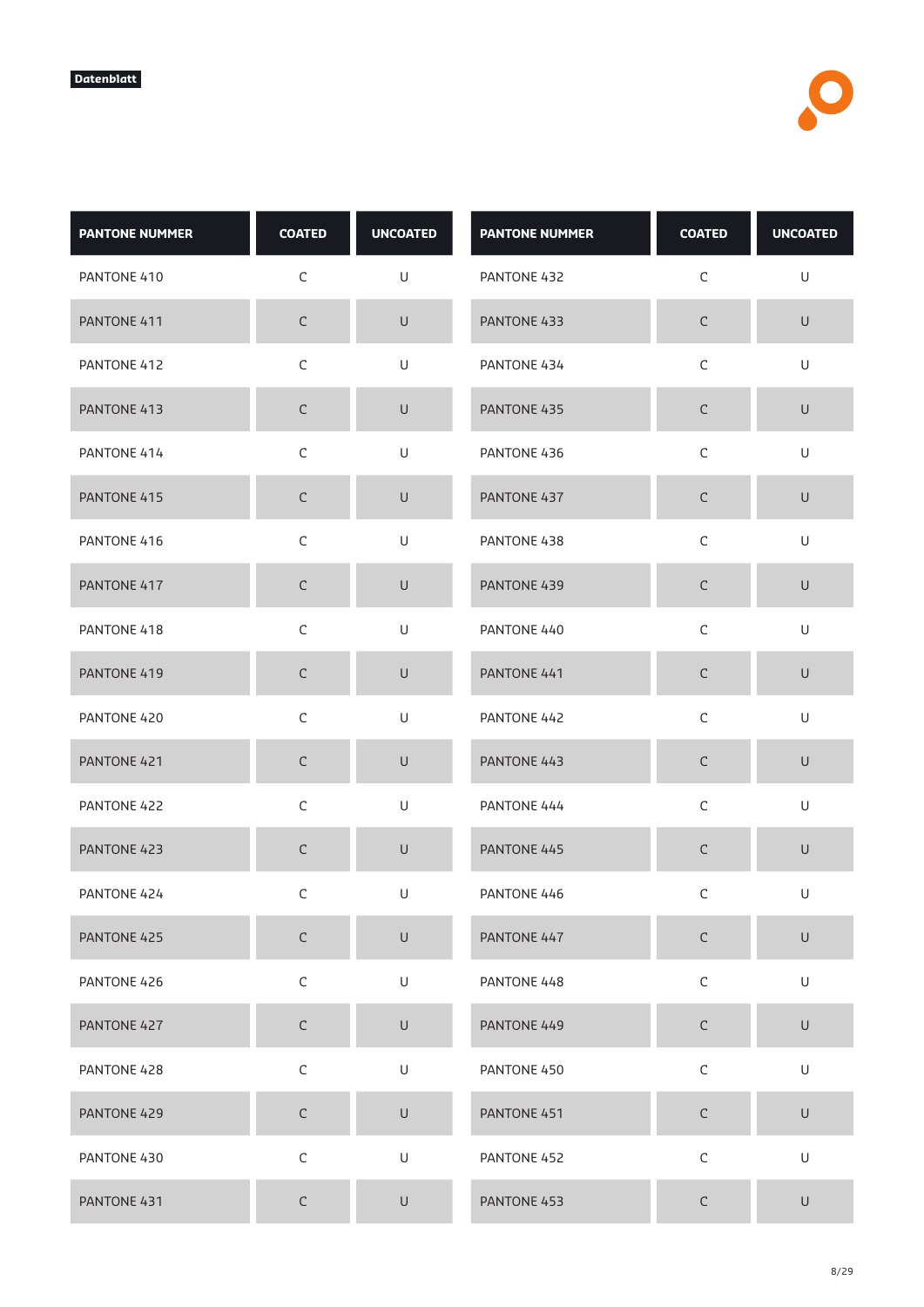Datenblatt

| PANTONE NUMMER | COATED | UNCOATED |
|---|---|---|
| PANTONE 410 | C | U |
| PANTONE 411 | C | U |
| PANTONE 412 | C | U |
| PANTONE 413 | C | U |
| PANTONE 414 | C | U |
| PANTONE 415 | C | U |
| PANTONE 416 | C | U |
| PANTONE 417 | C | U |
| PANTONE 418 | C | U |
| PANTONE 419 | C | U |
| PANTONE 420 | C | U |
| PANTONE 421 | C | U |
| PANTONE 422 | C | U |
| PANTONE 423 | C | U |
| PANTONE 424 | C | U |
| PANTONE 425 | C | U |
| PANTONE 426 | C | U |
| PANTONE 427 | C | U |
| PANTONE 428 | C | U |
| PANTONE 429 | C | U |
| PANTONE 430 | C | U |
| PANTONE 431 | C | U |

| PANTONE NUMMER | COATED | UNCOATED |
|---|---|---|
| PANTONE 432 | C | U |
| PANTONE 433 | C | U |
| PANTONE 434 | C | U |
| PANTONE 435 | C | U |
| PANTONE 436 | C | U |
| PANTONE 437 | C | U |
| PANTONE 438 | C | U |
| PANTONE 439 | C | U |
| PANTONE 440 | C | U |
| PANTONE 441 | C | U |
| PANTONE 442 | C | U |
| PANTONE 443 | C | U |
| PANTONE 444 | C | U |
| PANTONE 445 | C | U |
| PANTONE 446 | C | U |
| PANTONE 447 | C | U |
| PANTONE 448 | C | U |
| PANTONE 449 | C | U |
| PANTONE 450 | C | U |
| PANTONE 451 | C | U |
| PANTONE 452 | C | U |
| PANTONE 453 | C | U |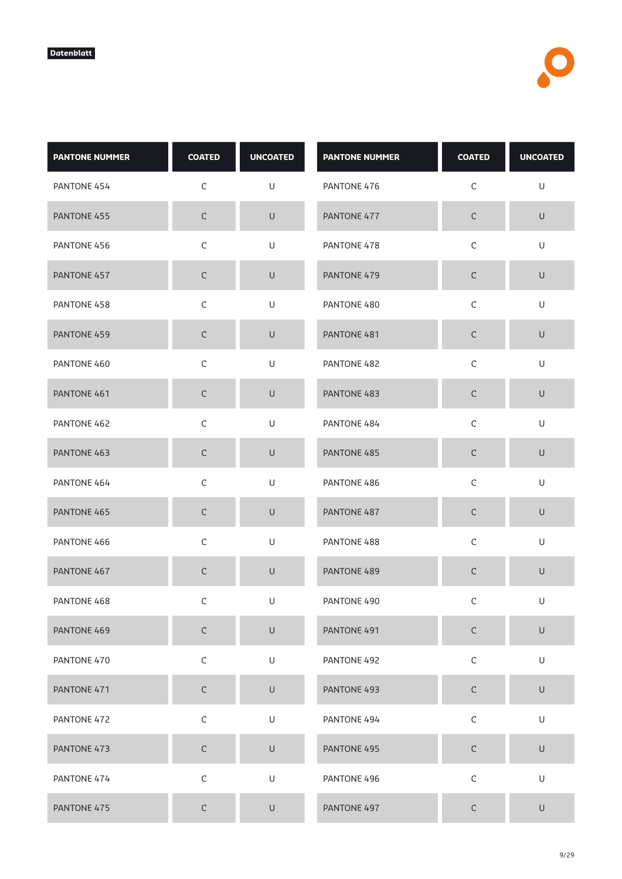Datenblatt

| PANTONE NUMMER | COATED | UNCOATED |
|---|---|---|
| PANTONE 454 | C | U |
| PANTONE 455 | C | U |
| PANTONE 456 | C | U |
| PANTONE 457 | C | U |
| PANTONE 458 | C | U |
| PANTONE 459 | C | U |
| PANTONE 460 | C | U |
| PANTONE 461 | C | U |
| PANTONE 462 | C | U |
| PANTONE 463 | C | U |
| PANTONE 464 | C | U |
| PANTONE 465 | C | U |
| PANTONE 466 | C | U |
| PANTONE 467 | C | U |
| PANTONE 468 | C | U |
| PANTONE 469 | C | U |
| PANTONE 470 | C | U |
| PANTONE 471 | C | U |
| PANTONE 472 | C | U |
| PANTONE 473 | C | U |
| PANTONE 474 | C | U |
| PANTONE 475 | C | U |

| PANTONE NUMMER | COATED | UNCOATED |
|---|---|---|
| PANTONE 476 | C | U |
| PANTONE 477 | C | U |
| PANTONE 478 | C | U |
| PANTONE 479 | C | U |
| PANTONE 480 | C | U |
| PANTONE 481 | C | U |
| PANTONE 482 | C | U |
| PANTONE 483 | C | U |
| PANTONE 484 | C | U |
| PANTONE 485 | C | U |
| PANTONE 486 | C | U |
| PANTONE 487 | C | U |
| PANTONE 488 | C | U |
| PANTONE 489 | C | U |
| PANTONE 490 | C | U |
| PANTONE 491 | C | U |
| PANTONE 492 | C | U |
| PANTONE 493 | C | U |
| PANTONE 494 | C | U |
| PANTONE 495 | C | U |
| PANTONE 496 | C | U |
| PANTONE 497 | C | U |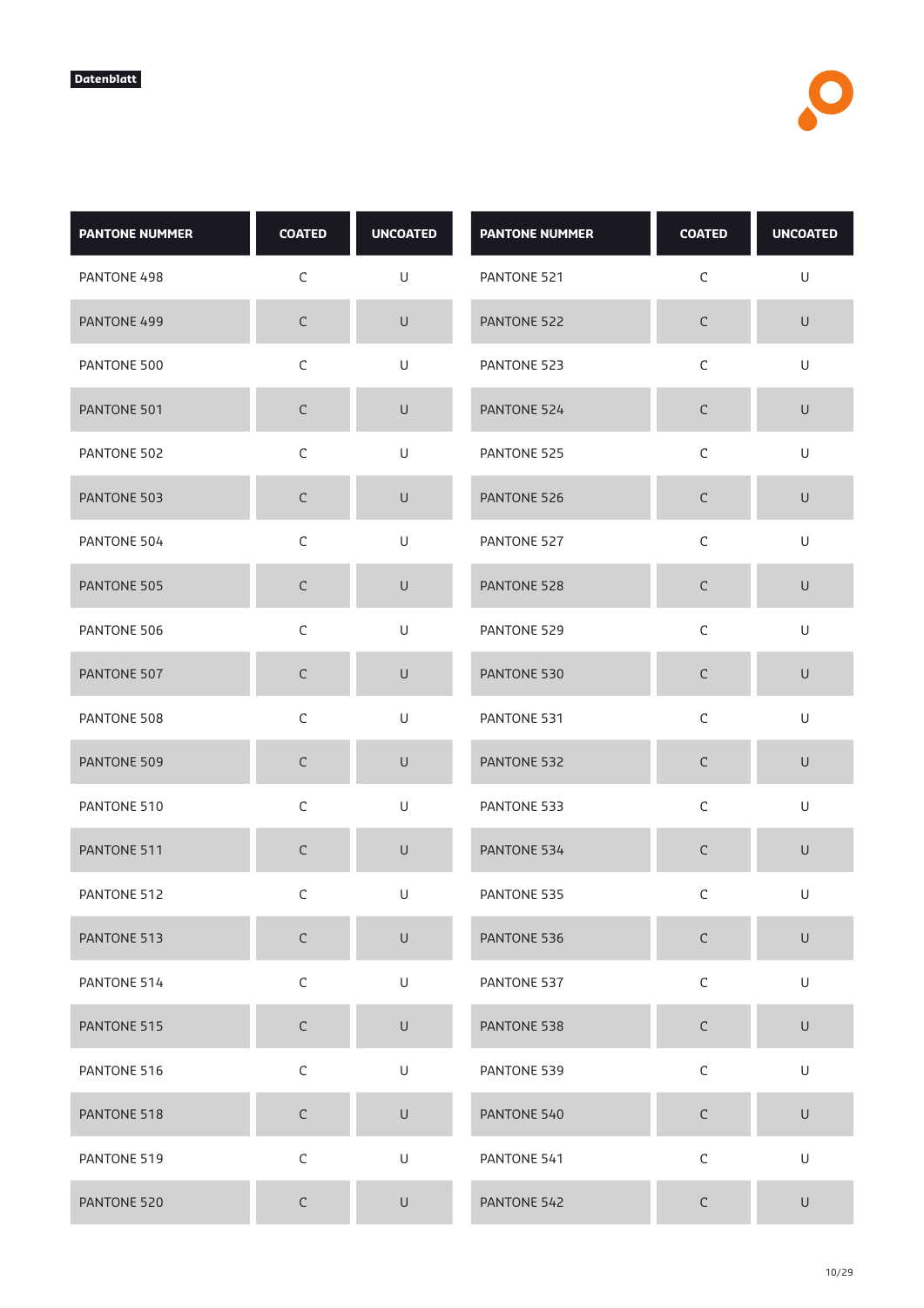Datenblatt

| PANTONE NUMMER | COATED | UNCOATED |
|---|---|---|
| PANTONE 498 | C | U |
| PANTONE 499 | C | U |
| PANTONE 500 | C | U |
| PANTONE 501 | C | U |
| PANTONE 502 | C | U |
| PANTONE 503 | C | U |
| PANTONE 504 | C | U |
| PANTONE 505 | C | U |
| PANTONE 506 | C | U |
| PANTONE 507 | C | U |
| PANTONE 508 | C | U |
| PANTONE 509 | C | U |
| PANTONE 510 | C | U |
| PANTONE 511 | C | U |
| PANTONE 512 | C | U |
| PANTONE 513 | C | U |
| PANTONE 514 | C | U |
| PANTONE 515 | C | U |
| PANTONE 516 | C | U |
| PANTONE 518 | C | U |
| PANTONE 519 | C | U |
| PANTONE 520 | C | U |
| PANTONE 521 | C | U |
| PANTONE 522 | C | U |
| PANTONE 523 | C | U |
| PANTONE 524 | C | U |
| PANTONE 525 | C | U |
| PANTONE 526 | C | U |
| PANTONE 527 | C | U |
| PANTONE 528 | C | U |
| PANTONE 529 | C | U |
| PANTONE 530 | C | U |
| PANTONE 531 | C | U |
| PANTONE 532 | C | U |
| PANTONE 533 | C | U |
| PANTONE 534 | C | U |
| PANTONE 535 | C | U |
| PANTONE 536 | C | U |
| PANTONE 537 | C | U |
| PANTONE 538 | C | U |
| PANTONE 539 | C | U |
| PANTONE 540 | C | U |
| PANTONE 541 | C | U |
| PANTONE 542 | C | U |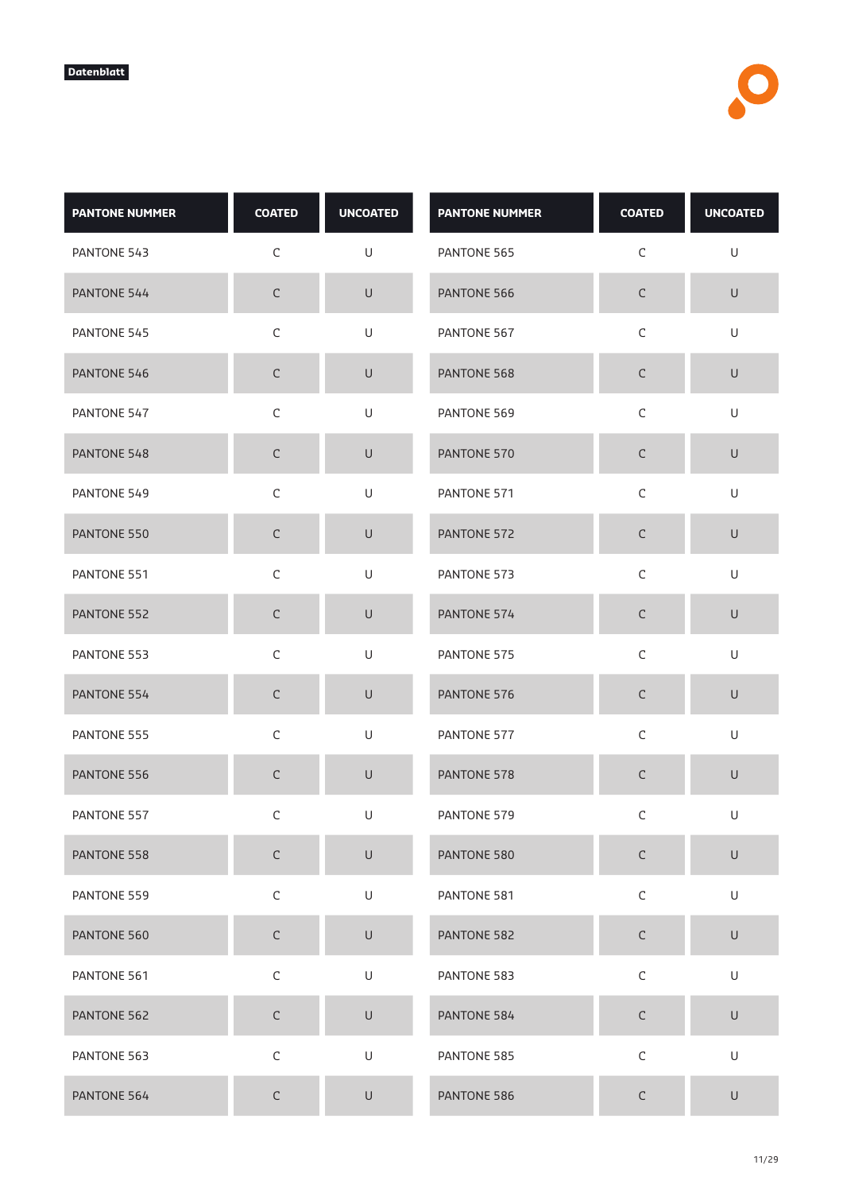Datenblatt

| PANTONE NUMMER | COATED | UNCOATED |
|---|---|---|
| PANTONE 543 | C | U |
| PANTONE 544 | C | U |
| PANTONE 545 | C | U |
| PANTONE 546 | C | U |
| PANTONE 547 | C | U |
| PANTONE 548 | C | U |
| PANTONE 549 | C | U |
| PANTONE 550 | C | U |
| PANTONE 551 | C | U |
| PANTONE 552 | C | U |
| PANTONE 553 | C | U |
| PANTONE 554 | C | U |
| PANTONE 555 | C | U |
| PANTONE 556 | C | U |
| PANTONE 557 | C | U |
| PANTONE 558 | C | U |
| PANTONE 559 | C | U |
| PANTONE 560 | C | U |
| PANTONE 561 | C | U |
| PANTONE 562 | C | U |
| PANTONE 563 | C | U |
| PANTONE 564 | C | U |

| PANTONE NUMMER | COATED | UNCOATED |
|---|---|---|
| PANTONE 565 | C | U |
| PANTONE 566 | C | U |
| PANTONE 567 | C | U |
| PANTONE 568 | C | U |
| PANTONE 569 | C | U |
| PANTONE 570 | C | U |
| PANTONE 571 | C | U |
| PANTONE 572 | C | U |
| PANTONE 573 | C | U |
| PANTONE 574 | C | U |
| PANTONE 575 | C | U |
| PANTONE 576 | C | U |
| PANTONE 577 | C | U |
| PANTONE 578 | C | U |
| PANTONE 579 | C | U |
| PANTONE 580 | C | U |
| PANTONE 581 | C | U |
| PANTONE 582 | C | U |
| PANTONE 583 | C | U |
| PANTONE 584 | C | U |
| PANTONE 585 | C | U |
| PANTONE 586 | C | U |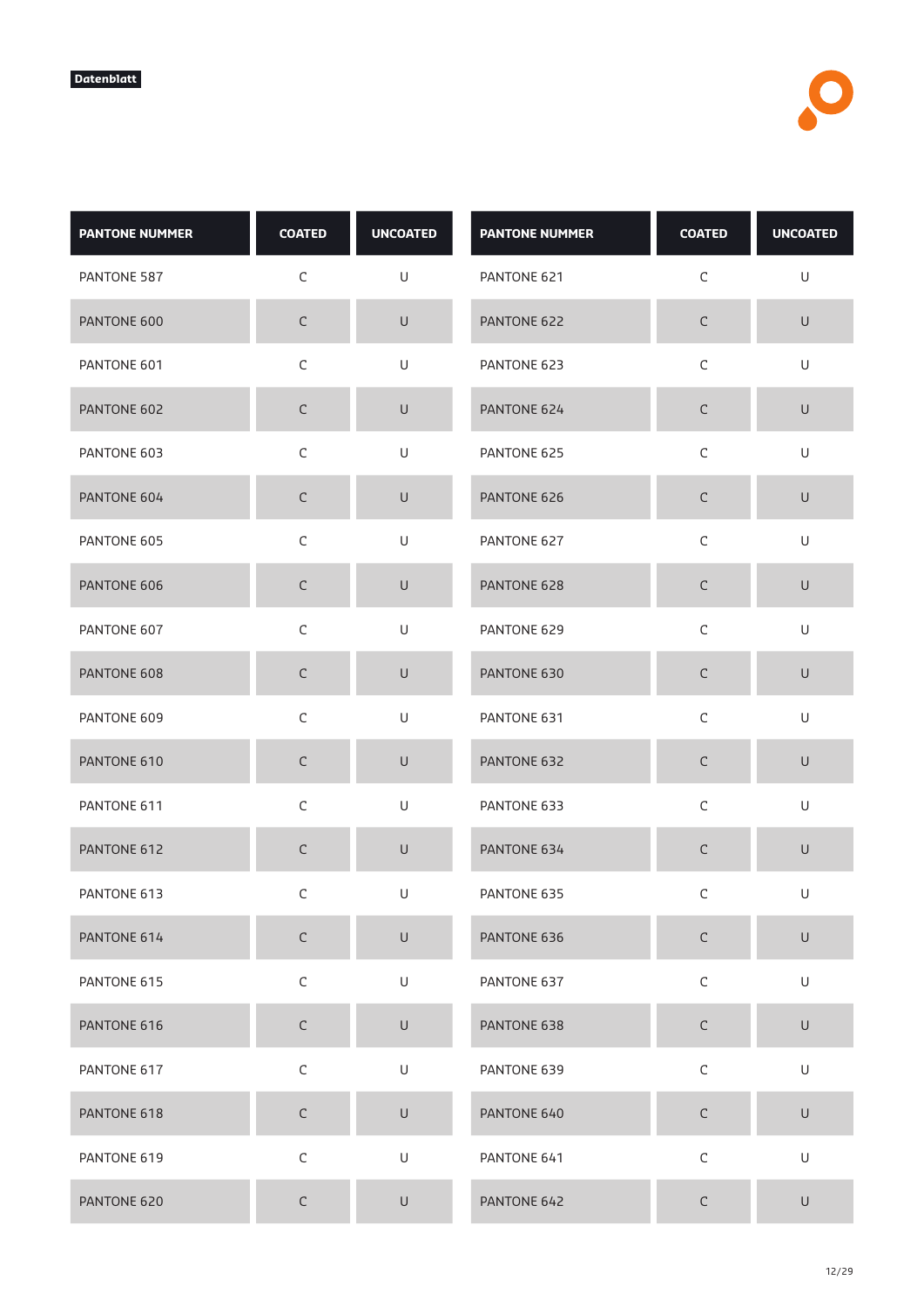**Datenblatt**

| PANTONE NUMMER | COATED | UNCOATED |
|---|---|---|
| PANTONE 587 | C | U |
| PANTONE 600 | C | U |
| PANTONE 601 | C | U |
| PANTONE 602 | C | U |
| PANTONE 603 | C | U |
| PANTONE 604 | C | U |
| PANTONE 605 | C | U |
| PANTONE 606 | C | U |
| PANTONE 607 | C | U |
| PANTONE 608 | C | U |
| PANTONE 609 | C | U |
| PANTONE 610 | C | U |
| PANTONE 611 | C | U |
| PANTONE 612 | C | U |
| PANTONE 613 | C | U |
| PANTONE 614 | C | U |
| PANTONE 615 | C | U |
| PANTONE 616 | C | U |
| PANTONE 617 | C | U |
| PANTONE 618 | C | U |
| PANTONE 619 | C | U |
| PANTONE 620 | C | U |

| PANTONE NUMMER | COATED | UNCOATED |
|---|---|---|
| PANTONE 621 | C | U |
| PANTONE 622 | C | U |
| PANTONE 623 | C | U |
| PANTONE 624 | C | U |
| PANTONE 625 | C | U |
| PANTONE 626 | C | U |
| PANTONE 627 | C | U |
| PANTONE 628 | C | U |
| PANTONE 629 | C | U |
| PANTONE 630 | C | U |
| PANTONE 631 | C | U |
| PANTONE 632 | C | U |
| PANTONE 633 | C | U |
| PANTONE 634 | C | U |
| PANTONE 635 | C | U |
| PANTONE 636 | C | U |
| PANTONE 637 | C | U |
| PANTONE 638 | C | U |
| PANTONE 639 | C | U |
| PANTONE 640 | C | U |
| PANTONE 641 | C | U |
| PANTONE 642 | C | U |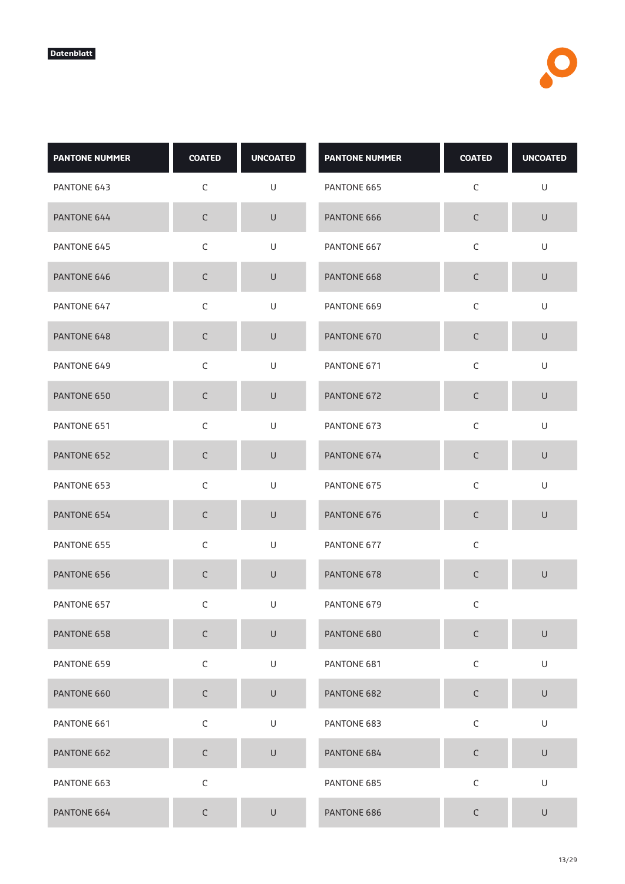Datenblatt

| PANTONE NUMMER | COATED | UNCOATED | PANTONE NUMMER | COATED | UNCOATED |
|---|---|---|---|---|---|
| PANTONE 643 | C | U | PANTONE 665 | C | U |
| PANTONE 644 | C | U | PANTONE 666 | C | U |
| PANTONE 645 | C | U | PANTONE 667 | C | U |
| PANTONE 646 | C | U | PANTONE 668 | C | U |
| PANTONE 647 | C | U | PANTONE 669 | C | U |
| PANTONE 648 | C | U | PANTONE 670 | C | U |
| PANTONE 649 | C | U | PANTONE 671 | C | U |
| PANTONE 650 | C | U | PANTONE 672 | C | U |
| PANTONE 651 | C | U | PANTONE 673 | C | U |
| PANTONE 652 | C | U | PANTONE 674 | C | U |
| PANTONE 653 | C | U | PANTONE 675 | C | U |
| PANTONE 654 | C | U | PANTONE 676 | C | U |
| PANTONE 655 | C | U | PANTONE 677 | C | |
| PANTONE 656 | C | U | PANTONE 678 | C | U |
| PANTONE 657 | C | U | PANTONE 679 | C | |
| PANTONE 658 | C | U | PANTONE 680 | C | U |
| PANTONE 659 | C | U | PANTONE 681 | C | U |
| PANTONE 660 | C | U | PANTONE 682 | C | U |
| PANTONE 661 | C | U | PANTONE 683 | C | U |
| PANTONE 662 | C | U | PANTONE 684 | C | U |
| PANTONE 663 | C | | PANTONE 685 | C | U |
| PANTONE 664 | C | U | PANTONE 686 | C | U |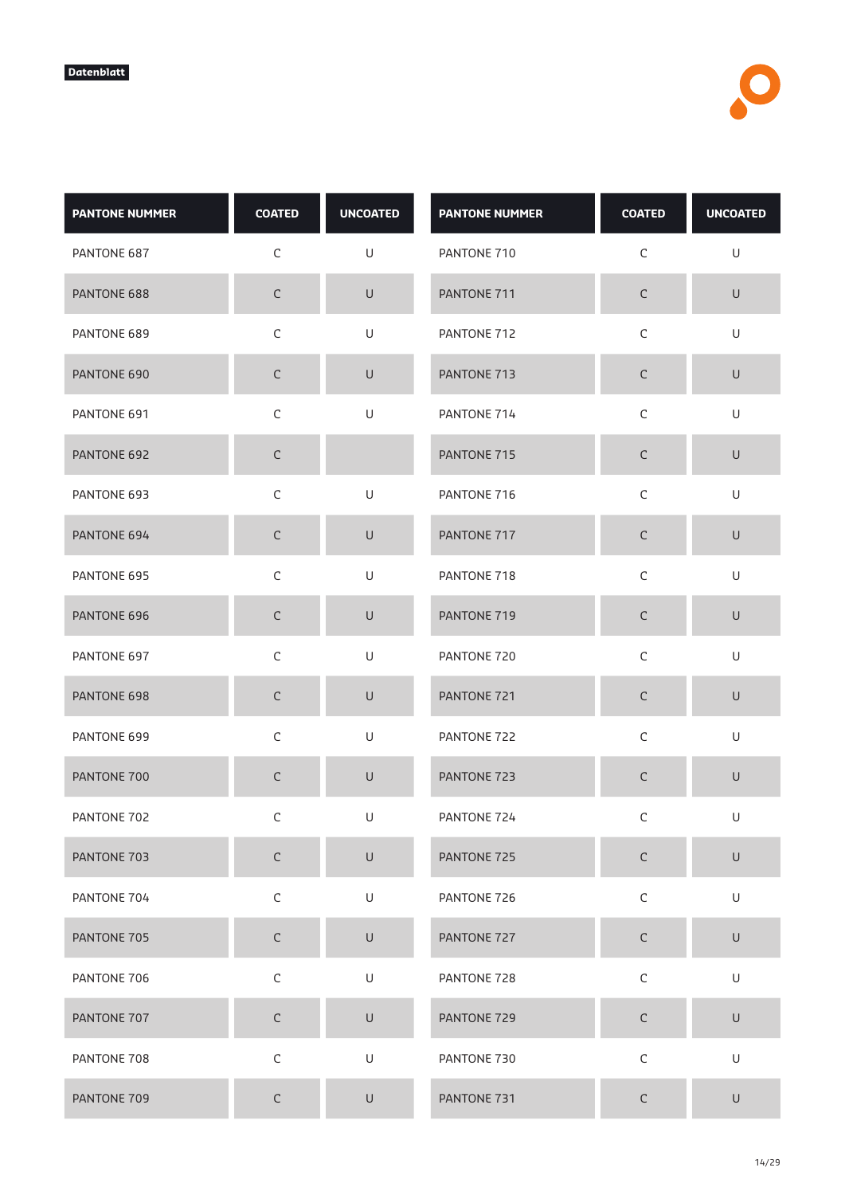Datenblatt

| PANTONE NUMMER | COATED | UNCOATED |
|---|---|---|
| PANTONE 687 | C | U |
| PANTONE 688 | C | U |
| PANTONE 689 | C | U |
| PANTONE 690 | C | U |
| PANTONE 691 | C | U |
| PANTONE 692 | C | |
| PANTONE 693 | C | U |
| PANTONE 694 | C | U |
| PANTONE 695 | C | U |
| PANTONE 696 | C | U |
| PANTONE 697 | C | U |
| PANTONE 698 | C | U |
| PANTONE 699 | C | U |
| PANTONE 700 | C | U |
| PANTONE 702 | C | U |
| PANTONE 703 | C | U |
| PANTONE 704 | C | U |
| PANTONE 705 | C | U |
| PANTONE 706 | C | U |
| PANTONE 707 | C | U |
| PANTONE 708 | C | U |
| PANTONE 709 | C | U |

| PANTONE NUMMER | COATED | UNCOATED |
|---|---|---|
| PANTONE 710 | C | U |
| PANTONE 711 | C | U |
| PANTONE 712 | C | U |
| PANTONE 713 | C | U |
| PANTONE 714 | C | U |
| PANTONE 715 | C | U |
| PANTONE 716 | C | U |
| PANTONE 717 | C | U |
| PANTONE 718 | C | U |
| PANTONE 719 | C | U |
| PANTONE 720 | C | U |
| PANTONE 721 | C | U |
| PANTONE 722 | C | U |
| PANTONE 723 | C | U |
| PANTONE 724 | C | U |
| PANTONE 725 | C | U |
| PANTONE 726 | C | U |
| PANTONE 727 | C | U |
| PANTONE 728 | C | U |
| PANTONE 729 | C | U |
| PANTONE 730 | C | U |
| PANTONE 731 | C | U |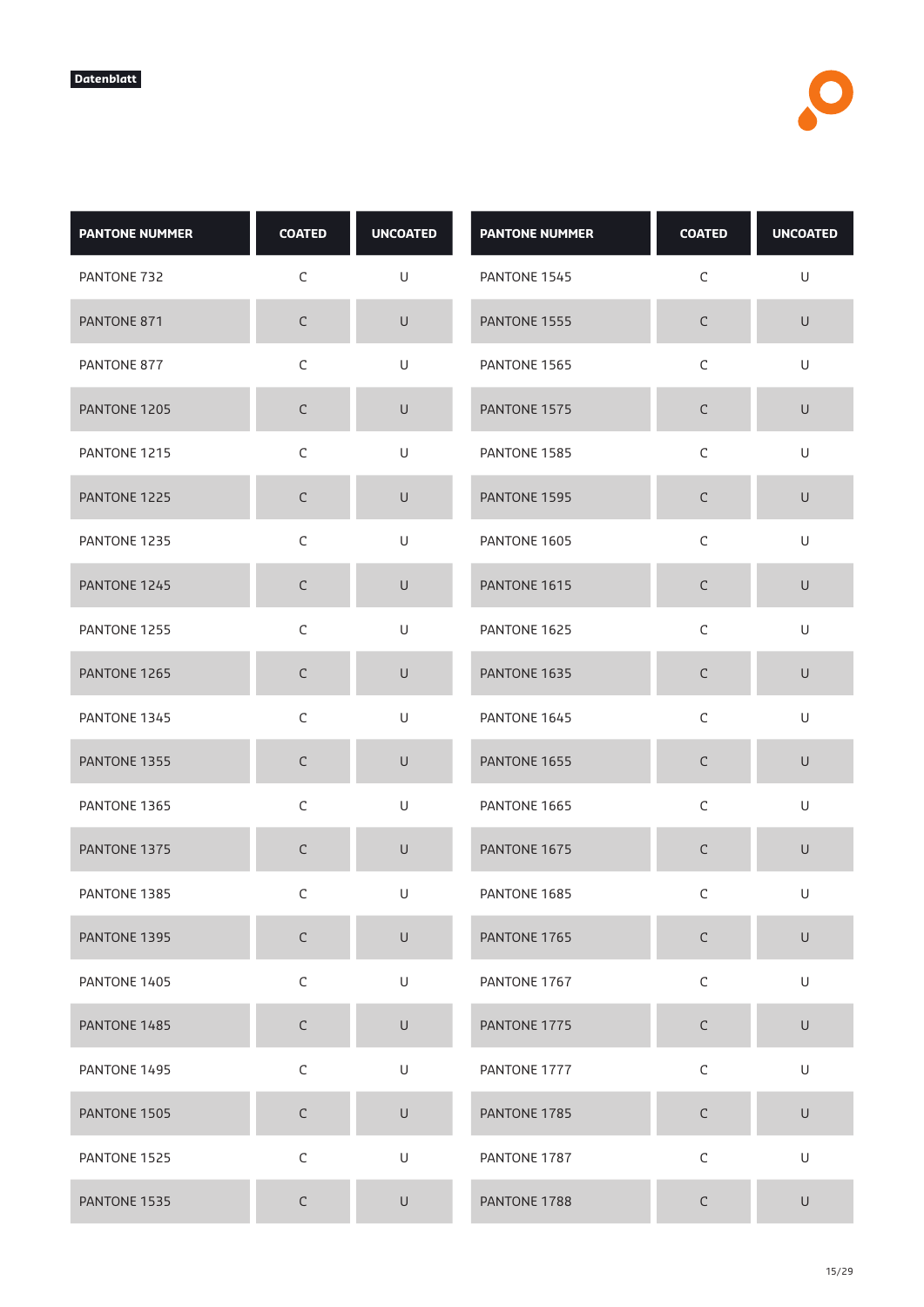**Datenblatt**

| PANTONE NUMMER | COATED | UNCOATED |
| --- | --- | --- |
| PANTONE 732 | C | U |
| PANTONE 871 | C | U |
| PANTONE 877 | C | U |
| PANTONE 1205 | C | U |
| PANTONE 1215 | C | U |
| PANTONE 1225 | C | U |
| PANTONE 1235 | C | U |
| PANTONE 1245 | C | U |
| PANTONE 1255 | C | U |
| PANTONE 1265 | C | U |
| PANTONE 1345 | C | U |
| PANTONE 1355 | C | U |
| PANTONE 1365 | C | U |
| PANTONE 1375 | C | U |
| PANTONE 1385 | C | U |
| PANTONE 1395 | C | U |
| PANTONE 1405 | C | U |
| PANTONE 1485 | C | U |
| PANTONE 1495 | C | U |
| PANTONE 1505 | C | U |
| PANTONE 1525 | C | U |
| PANTONE 1535 | C | U |
| PANTONE 1545 | C | U |
| PANTONE 1555 | C | U |
| PANTONE 1565 | C | U |
| PANTONE 1575 | C | U |
| PANTONE 1585 | C | U |
| PANTONE 1595 | C | U |
| PANTONE 1605 | C | U |
| PANTONE 1615 | C | U |
| PANTONE 1625 | C | U |
| PANTONE 1635 | C | U |
| PANTONE 1645 | C | U |
| PANTONE 1655 | C | U |
| PANTONE 1665 | C | U |
| PANTONE 1675 | C | U |
| PANTONE 1685 | C | U |
| PANTONE 1765 | C | U |
| PANTONE 1767 | C | U |
| PANTONE 1775 | C | U |
| PANTONE 1777 | C | U |
| PANTONE 1785 | C | U |
| PANTONE 1787 | C | U |
| PANTONE 1788 | C | U |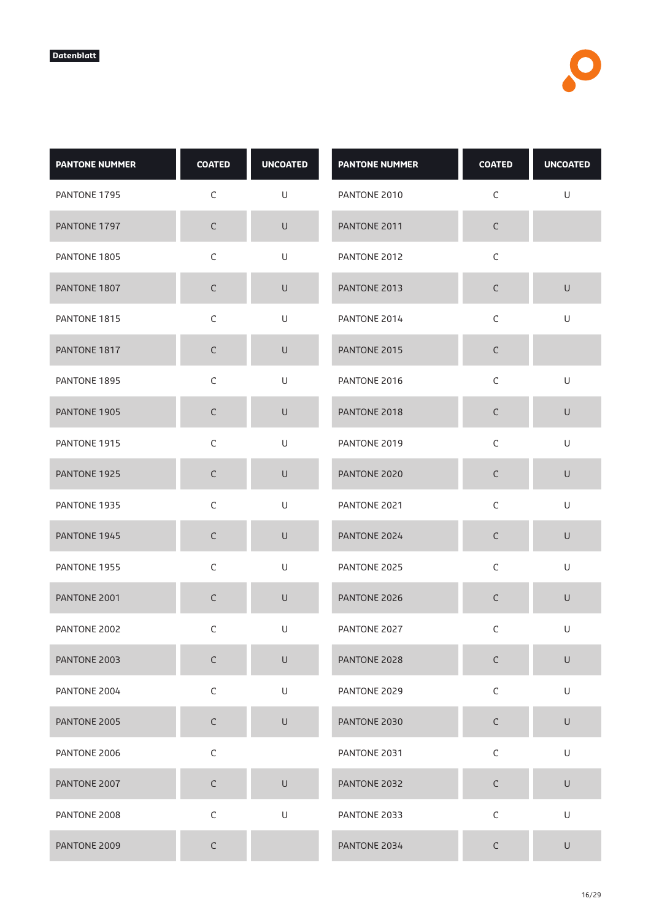**Datenblatt**

| PANTONE NUMMER | COATED | UNCOATED |
|---|---|---|
| PANTONE 1795 | C | U |
| PANTONE 1797 | C | U |
| PANTONE 1805 | C | U |
| PANTONE 1807 | C | U |
| PANTONE 1815 | C | U |
| PANTONE 1817 | C | U |
| PANTONE 1895 | C | U |
| PANTONE 1905 | C | U |
| PANTONE 1915 | C | U |
| PANTONE 1925 | C | U |
| PANTONE 1935 | C | U |
| PANTONE 1945 | C | U |
| PANTONE 1955 | C | U |
| PANTONE 2001 | C | U |
| PANTONE 2002 | C | U |
| PANTONE 2003 | C | U |
| PANTONE 2004 | C | U |
| PANTONE 2005 | C | U |
| PANTONE 2006 | C | |
| PANTONE 2007 | C | U |
| PANTONE 2008 | C | U |
| PANTONE 2009 | C | |
| PANTONE 2010 | C | U |
| PANTONE 2011 | C | |
| PANTONE 2012 | C | |
| PANTONE 2013 | C | U |
| PANTONE 2014 | C | U |
| PANTONE 2015 | C | |
| PANTONE 2016 | C | U |
| PANTONE 2018 | C | U |
| PANTONE 2019 | C | U |
| PANTONE 2020 | C | U |
| PANTONE 2021 | C | U |
| PANTONE 2024 | C | U |
| PANTONE 2025 | C | U |
| PANTONE 2026 | C | U |
| PANTONE 2027 | C | U |
| PANTONE 2028 | C | U |
| PANTONE 2029 | C | U |
| PANTONE 2030 | C | U |
| PANTONE 2031 | C | U |
| PANTONE 2032 | C | U |
| PANTONE 2033 | C | U |
| PANTONE 2034 | C | U |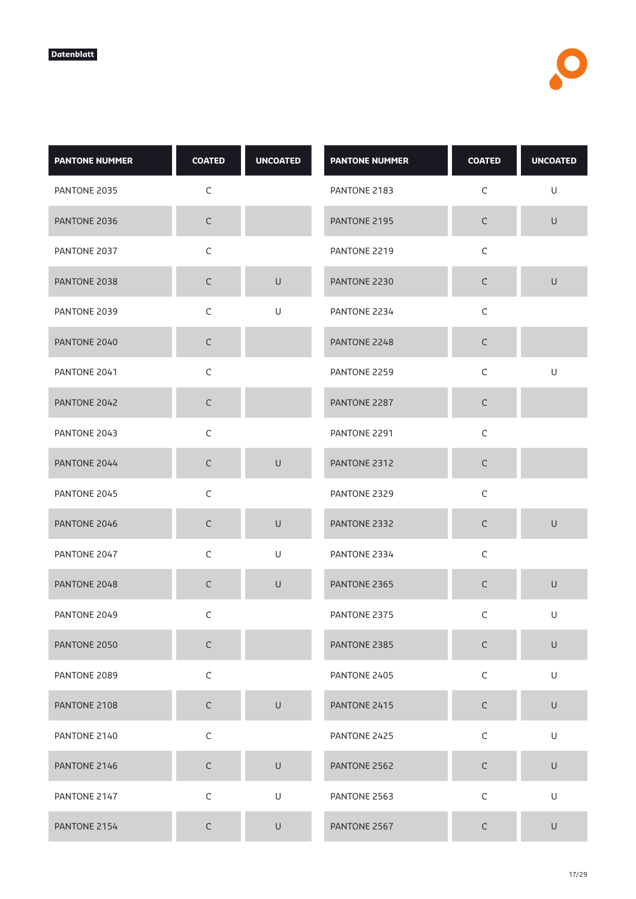Datenblatt

| PANTONE NUMMER | COATED | UNCOATED |
| --- | --- | --- |
| PANTONE 2035 | C | |
| PANTONE 2036 | C | |
| PANTONE 2037 | C | |
| PANTONE 2038 | C | U |
| PANTONE 2039 | C | U |
| PANTONE 2040 | C | |
| PANTONE 2041 | C | |
| PANTONE 2042 | C | |
| PANTONE 2043 | C | |
| PANTONE 2044 | C | U |
| PANTONE 2045 | C | |
| PANTONE 2046 | C | U |
| PANTONE 2047 | C | U |
| PANTONE 2048 | C | U |
| PANTONE 2049 | C | |
| PANTONE 2050 | C | |
| PANTONE 2089 | C | |
| PANTONE 2108 | C | U |
| PANTONE 2140 | C | |
| PANTONE 2146 | C | U |
| PANTONE 2147 | C | U |
| PANTONE 2154 | C | U |
| PANTONE 2183 | C | U |
| PANTONE 2195 | C | U |
| PANTONE 2219 | C | |
| PANTONE 2230 | C | U |
| PANTONE 2234 | C | |
| PANTONE 2248 | C | |
| PANTONE 2259 | C | U |
| PANTONE 2287 | C | |
| PANTONE 2291 | C | |
| PANTONE 2312 | C | |
| PANTONE 2329 | C | |
| PANTONE 2332 | C | U |
| PANTONE 2334 | C | |
| PANTONE 2365 | C | U |
| PANTONE 2375 | C | U |
| PANTONE 2385 | C | U |
| PANTONE 2405 | C | U |
| PANTONE 2415 | C | U |
| PANTONE 2425 | C | U |
| PANTONE 2562 | C | U |
| PANTONE 2563 | C | U |
| PANTONE 2567 | C | U |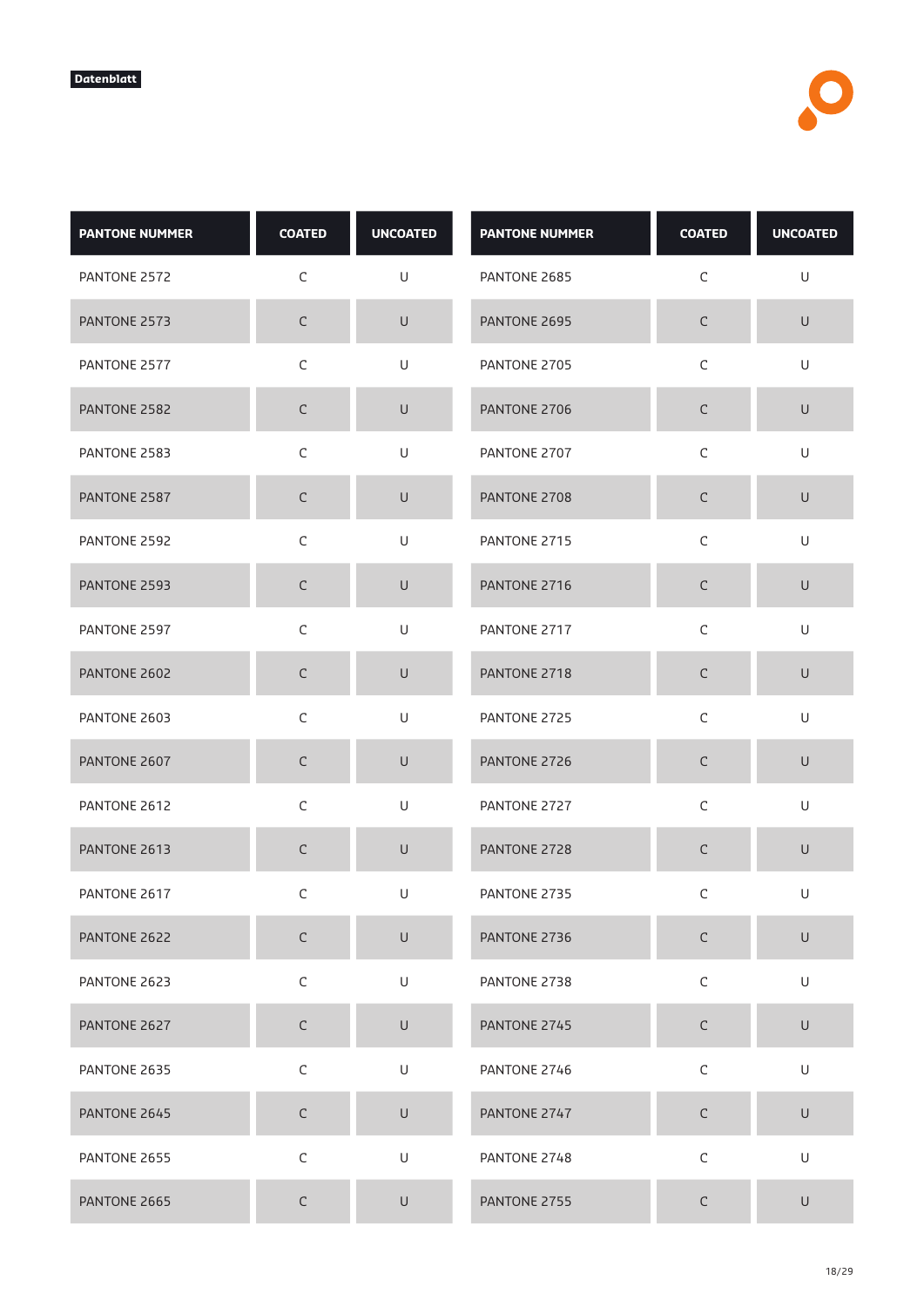Datenblatt

| PANTONE NUMMER | COATED | UNCOATED |
|---|---|---|
| PANTONE 2572 | C | U |
| PANTONE 2573 | C | U |
| PANTONE 2577 | C | U |
| PANTONE 2582 | C | U |
| PANTONE 2583 | C | U |
| PANTONE 2587 | C | U |
| PANTONE 2592 | C | U |
| PANTONE 2593 | C | U |
| PANTONE 2597 | C | U |
| PANTONE 2602 | C | U |
| PANTONE 2603 | C | U |
| PANTONE 2607 | C | U |
| PANTONE 2612 | C | U |
| PANTONE 2613 | C | U |
| PANTONE 2617 | C | U |
| PANTONE 2622 | C | U |
| PANTONE 2623 | C | U |
| PANTONE 2627 | C | U |
| PANTONE 2635 | C | U |
| PANTONE 2645 | C | U |
| PANTONE 2655 | C | U |
| PANTONE 2665 | C | U |

| PANTONE NUMMER | COATED | UNCOATED |
|---|---|---|
| PANTONE 2685 | C | U |
| PANTONE 2695 | C | U |
| PANTONE 2705 | C | U |
| PANTONE 2706 | C | U |
| PANTONE 2707 | C | U |
| PANTONE 2708 | C | U |
| PANTONE 2715 | C | U |
| PANTONE 2716 | C | U |
| PANTONE 2717 | C | U |
| PANTONE 2718 | C | U |
| PANTONE 2725 | C | U |
| PANTONE 2726 | C | U |
| PANTONE 2727 | C | U |
| PANTONE 2728 | C | U |
| PANTONE 2735 | C | U |
| PANTONE 2736 | C | U |
| PANTONE 2738 | C | U |
| PANTONE 2745 | C | U |
| PANTONE 2746 | C | U |
| PANTONE 2747 | C | U |
| PANTONE 2748 | C | U |
| PANTONE 2755 | C | U |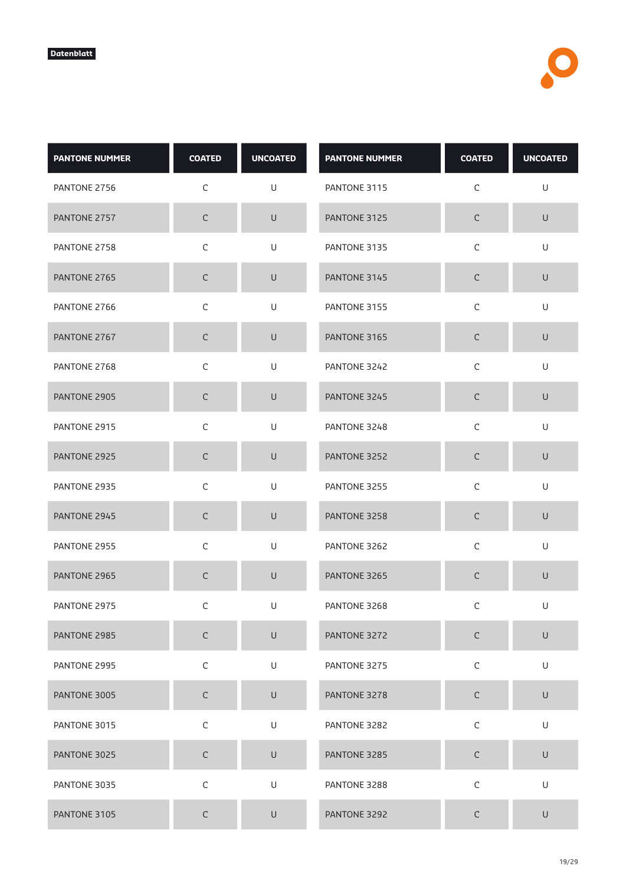Datenblatt

| PANTONE NUMMER | COATED | UNCOATED |
|---|---|---|
| PANTONE 2756 | C | U |
| PANTONE 2757 | C | U |
| PANTONE 2758 | C | U |
| PANTONE 2765 | C | U |
| PANTONE 2766 | C | U |
| PANTONE 2767 | C | U |
| PANTONE 2768 | C | U |
| PANTONE 2905 | C | U |
| PANTONE 2915 | C | U |
| PANTONE 2925 | C | U |
| PANTONE 2935 | C | U |
| PANTONE 2945 | C | U |
| PANTONE 2955 | C | U |
| PANTONE 2965 | C | U |
| PANTONE 2975 | C | U |
| PANTONE 2985 | C | U |
| PANTONE 2995 | C | U |
| PANTONE 3005 | C | U |
| PANTONE 3015 | C | U |
| PANTONE 3025 | C | U |
| PANTONE 3035 | C | U |
| PANTONE 3105 | C | U |
| PANTONE 3115 | C | U |
| PANTONE 3125 | C | U |
| PANTONE 3135 | C | U |
| PANTONE 3145 | C | U |
| PANTONE 3155 | C | U |
| PANTONE 3165 | C | U |
| PANTONE 3242 | C | U |
| PANTONE 3245 | C | U |
| PANTONE 3248 | C | U |
| PANTONE 3252 | C | U |
| PANTONE 3255 | C | U |
| PANTONE 3258 | C | U |
| PANTONE 3262 | C | U |
| PANTONE 3265 | C | U |
| PANTONE 3268 | C | U |
| PANTONE 3272 | C | U |
| PANTONE 3275 | C | U |
| PANTONE 3278 | C | U |
| PANTONE 3282 | C | U |
| PANTONE 3285 | C | U |
| PANTONE 3288 | C | U |
| PANTONE 3292 | C | U |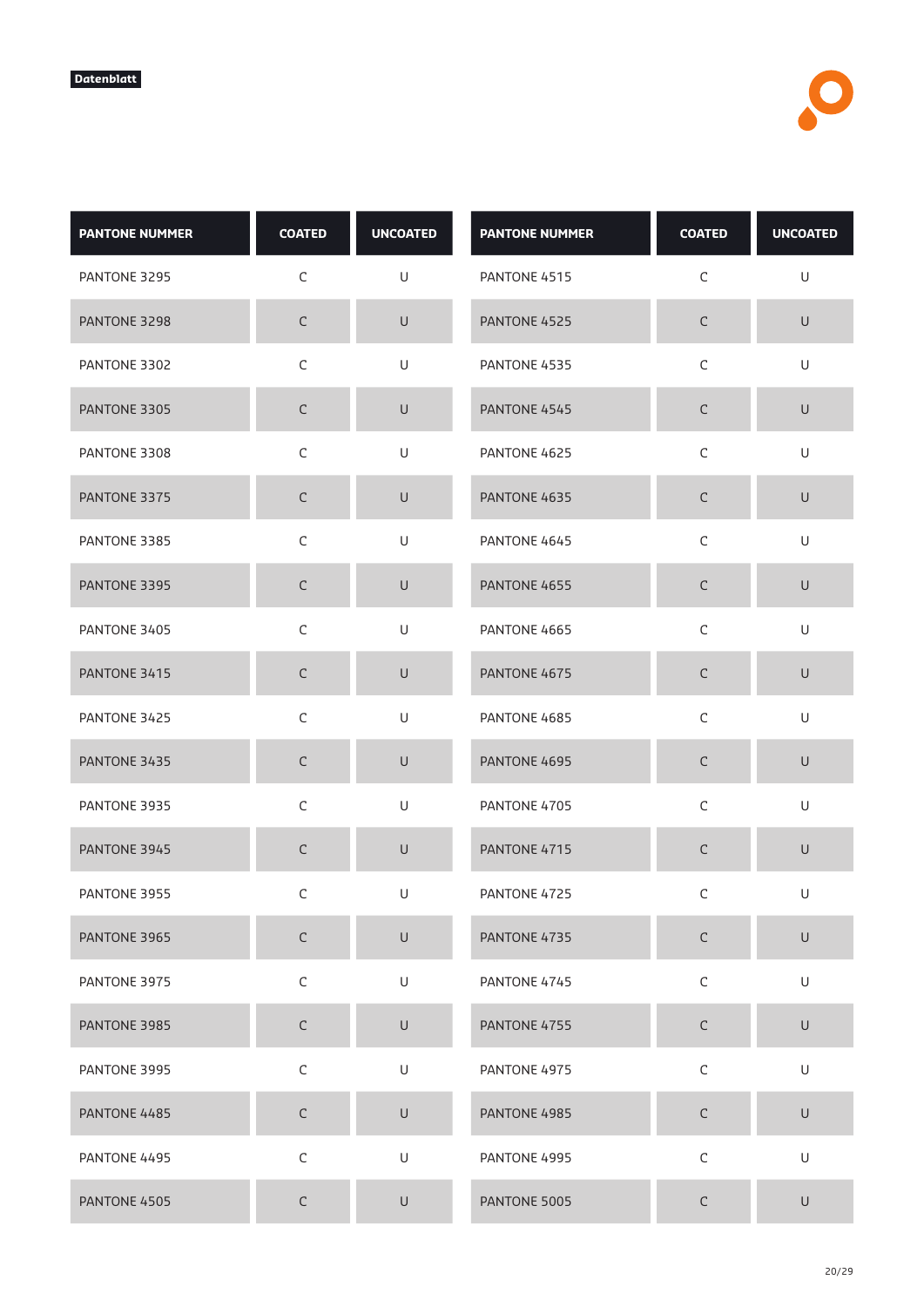Datenblatt

| PANTONE NUMMER | COATED | UNCOATED |
| --- | --- | --- |
| PANTONE 3295 | C | U |
| PANTONE 3298 | C | U |
| PANTONE 3302 | C | U |
| PANTONE 3305 | C | U |
| PANTONE 3308 | C | U |
| PANTONE 3375 | C | U |
| PANTONE 3385 | C | U |
| PANTONE 3395 | C | U |
| PANTONE 3405 | C | U |
| PANTONE 3415 | C | U |
| PANTONE 3425 | C | U |
| PANTONE 3435 | C | U |
| PANTONE 3935 | C | U |
| PANTONE 3945 | C | U |
| PANTONE 3955 | C | U |
| PANTONE 3965 | C | U |
| PANTONE 3975 | C | U |
| PANTONE 3985 | C | U |
| PANTONE 3995 | C | U |
| PANTONE 4485 | C | U |
| PANTONE 4495 | C | U |
| PANTONE 4505 | C | U |

| PANTONE NUMMER | COATED | UNCOATED |
| --- | --- | --- |
| PANTONE 4515 | C | U |
| PANTONE 4525 | C | U |
| PANTONE 4535 | C | U |
| PANTONE 4545 | C | U |
| PANTONE 4625 | C | U |
| PANTONE 4635 | C | U |
| PANTONE 4645 | C | U |
| PANTONE 4655 | C | U |
| PANTONE 4665 | C | U |
| PANTONE 4675 | C | U |
| PANTONE 4685 | C | U |
| PANTONE 4695 | C | U |
| PANTONE 4705 | C | U |
| PANTONE 4715 | C | U |
| PANTONE 4725 | C | U |
| PANTONE 4735 | C | U |
| PANTONE 4745 | C | U |
| PANTONE 4755 | C | U |
| PANTONE 4975 | C | U |
| PANTONE 4985 | C | U |
| PANTONE 4995 | C | U |
| PANTONE 5005 | C | U |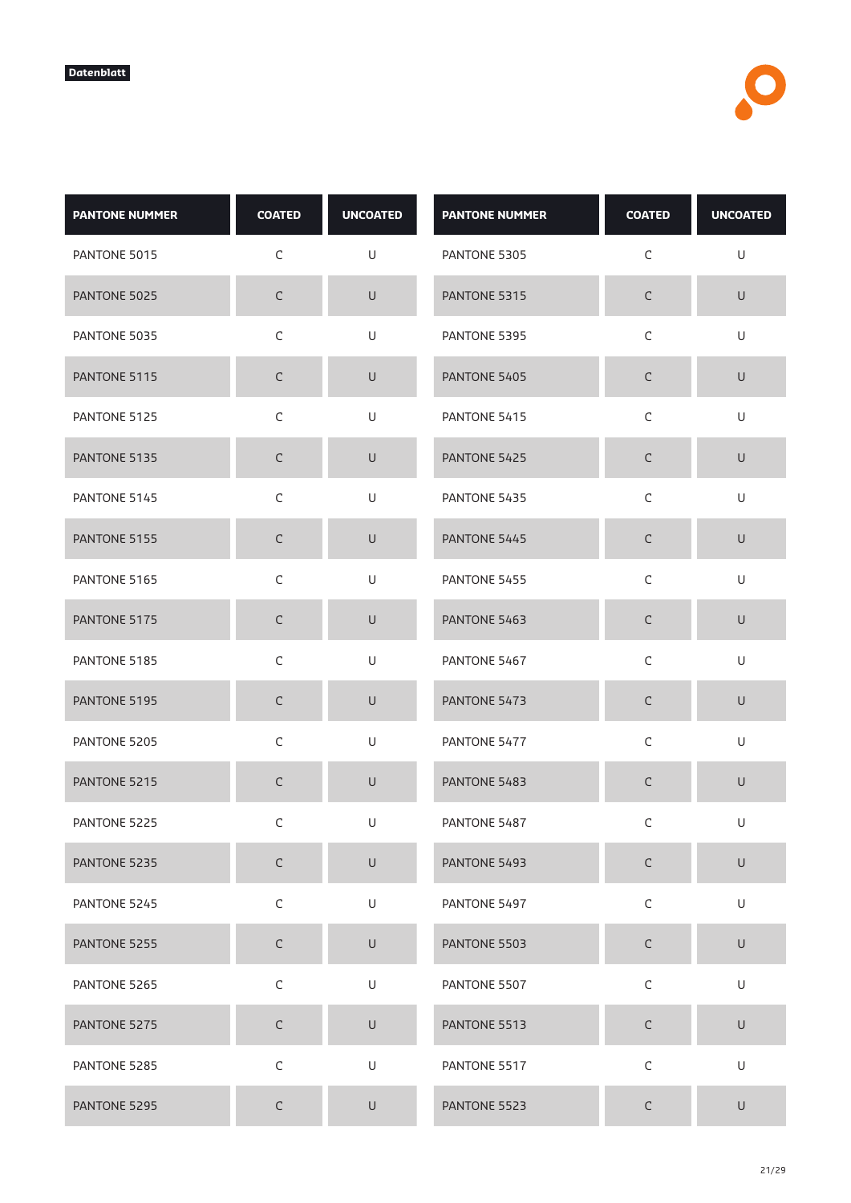Datenblatt

| PANTONE NUMMER | COATED | UNCOATED |
|---|---|---|
| PANTONE 5015 | C | U |
| PANTONE 5025 | C | U |
| PANTONE 5035 | C | U |
| PANTONE 5115 | C | U |
| PANTONE 5125 | C | U |
| PANTONE 5135 | C | U |
| PANTONE 5145 | C | U |
| PANTONE 5155 | C | U |
| PANTONE 5165 | C | U |
| PANTONE 5175 | C | U |
| PANTONE 5185 | C | U |
| PANTONE 5195 | C | U |
| PANTONE 5205 | C | U |
| PANTONE 5215 | C | U |
| PANTONE 5225 | C | U |
| PANTONE 5235 | C | U |
| PANTONE 5245 | C | U |
| PANTONE 5255 | C | U |
| PANTONE 5265 | C | U |
| PANTONE 5275 | C | U |
| PANTONE 5285 | C | U |
| PANTONE 5295 | C | U |
| PANTONE 5305 | C | U |
| PANTONE 5315 | C | U |
| PANTONE 5395 | C | U |
| PANTONE 5405 | C | U |
| PANTONE 5415 | C | U |
| PANTONE 5425 | C | U |
| PANTONE 5435 | C | U |
| PANTONE 5445 | C | U |
| PANTONE 5455 | C | U |
| PANTONE 5463 | C | U |
| PANTONE 5467 | C | U |
| PANTONE 5473 | C | U |
| PANTONE 5477 | C | U |
| PANTONE 5483 | C | U |
| PANTONE 5487 | C | U |
| PANTONE 5493 | C | U |
| PANTONE 5497 | C | U |
| PANTONE 5503 | C | U |
| PANTONE 5507 | C | U |
| PANTONE 5513 | C | U |
| PANTONE 5517 | C | U |
| PANTONE 5523 | C | U |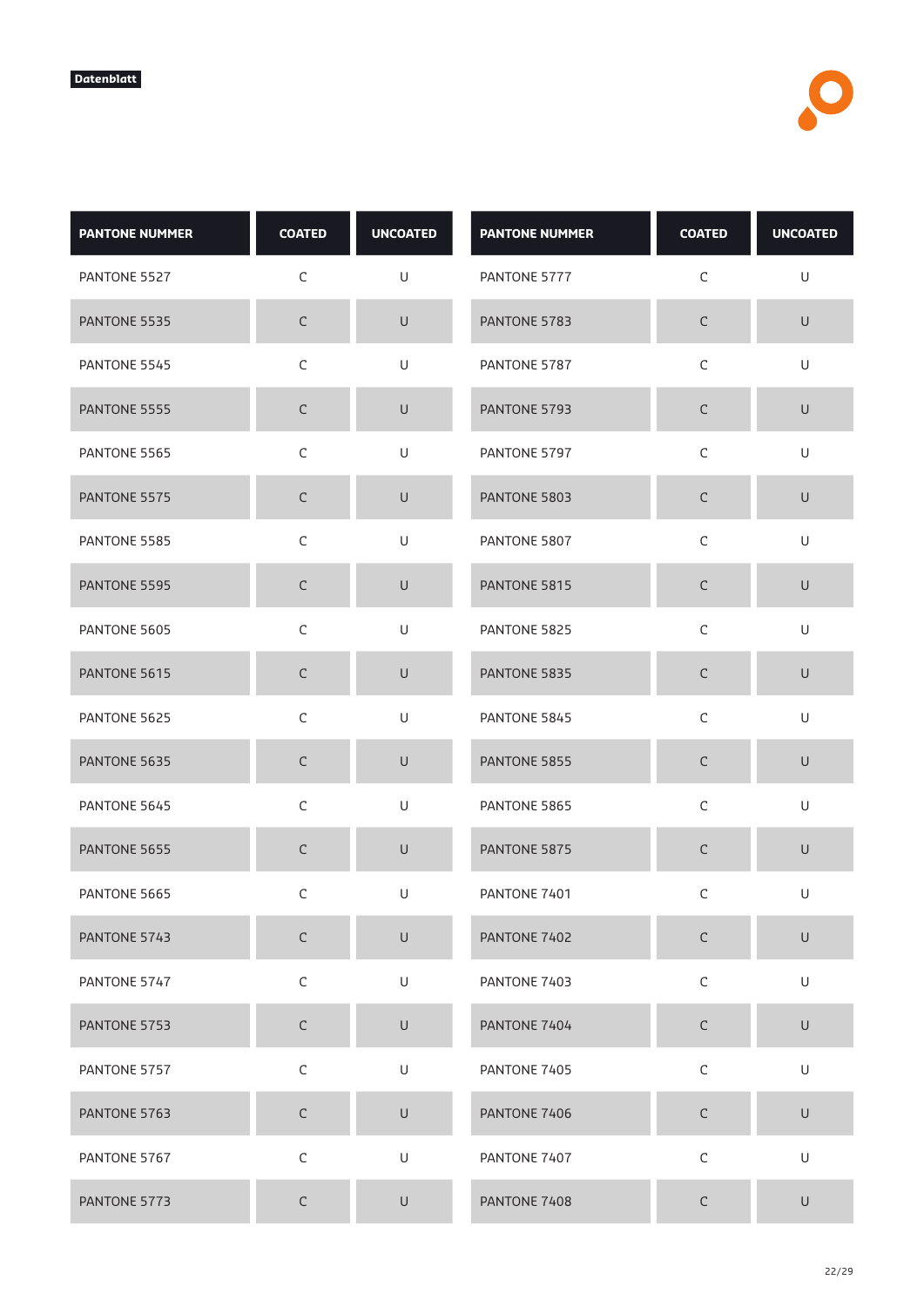Datenblatt

| PANTONE NUMMER | COATED | UNCOATED |
|---|---|---|
| PANTONE 5527 | C | U |
| PANTONE 5535 | C | U |
| PANTONE 5545 | C | U |
| PANTONE 5555 | C | U |
| PANTONE 5565 | C | U |
| PANTONE 5575 | C | U |
| PANTONE 5585 | C | U |
| PANTONE 5595 | C | U |
| PANTONE 5605 | C | U |
| PANTONE 5615 | C | U |
| PANTONE 5625 | C | U |
| PANTONE 5635 | C | U |
| PANTONE 5645 | C | U |
| PANTONE 5655 | C | U |
| PANTONE 5665 | C | U |
| PANTONE 5743 | C | U |
| PANTONE 5747 | C | U |
| PANTONE 5753 | C | U |
| PANTONE 5757 | C | U |
| PANTONE 5763 | C | U |
| PANTONE 5767 | C | U |
| PANTONE 5773 | C | U |

| PANTONE NUMMER | COATED | UNCOATED |
|---|---|---|
| PANTONE 5777 | C | U |
| PANTONE 5783 | C | U |
| PANTONE 5787 | C | U |
| PANTONE 5793 | C | U |
| PANTONE 5797 | C | U |
| PANTONE 5803 | C | U |
| PANTONE 5807 | C | U |
| PANTONE 5815 | C | U |
| PANTONE 5825 | C | U |
| PANTONE 5835 | C | U |
| PANTONE 5845 | C | U |
| PANTONE 5855 | C | U |
| PANTONE 5865 | C | U |
| PANTONE 5875 | C | U |
| PANTONE 7401 | C | U |
| PANTONE 7402 | C | U |
| PANTONE 7403 | C | U |
| PANTONE 7404 | C | U |
| PANTONE 7405 | C | U |
| PANTONE 7406 | C | U |
| PANTONE 7407 | C | U |
| PANTONE 7408 | C | U |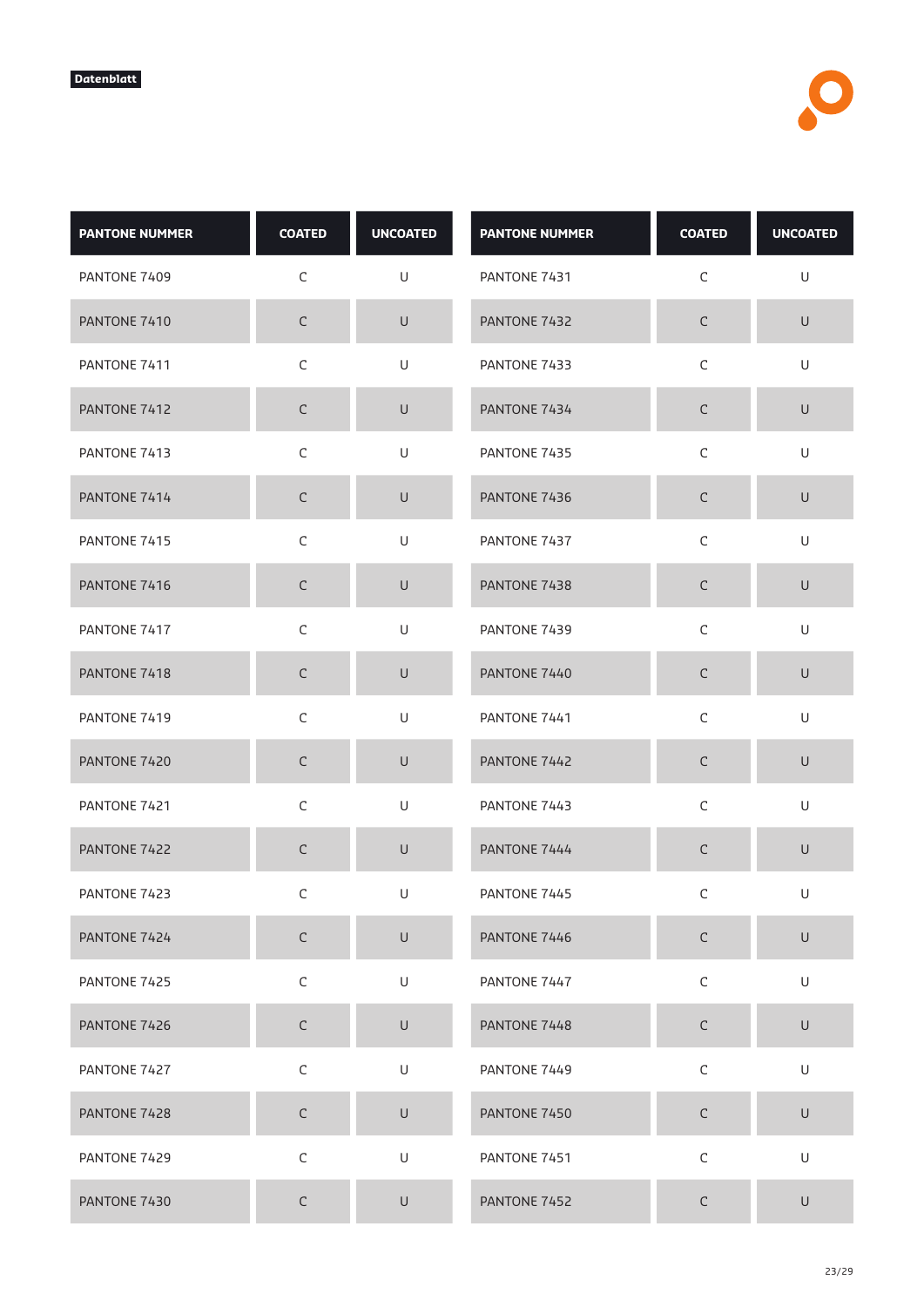Datenblatt

| PANTONE NUMMER | COATED | UNCOATED |
|---|---|---|
| PANTONE 7409 | C | U |
| PANTONE 7410 | C | U |
| PANTONE 7411 | C | U |
| PANTONE 7412 | C | U |
| PANTONE 7413 | C | U |
| PANTONE 7414 | C | U |
| PANTONE 7415 | C | U |
| PANTONE 7416 | C | U |
| PANTONE 7417 | C | U |
| PANTONE 7418 | C | U |
| PANTONE 7419 | C | U |
| PANTONE 7420 | C | U |
| PANTONE 7421 | C | U |
| PANTONE 7422 | C | U |
| PANTONE 7423 | C | U |
| PANTONE 7424 | C | U |
| PANTONE 7425 | C | U |
| PANTONE 7426 | C | U |
| PANTONE 7427 | C | U |
| PANTONE 7428 | C | U |
| PANTONE 7429 | C | U |
| PANTONE 7430 | C | U |

| PANTONE NUMMER | COATED | UNCOATED |
|---|---|---|
| PANTONE 7431 | C | U |
| PANTONE 7432 | C | U |
| PANTONE 7433 | C | U |
| PANTONE 7434 | C | U |
| PANTONE 7435 | C | U |
| PANTONE 7436 | C | U |
| PANTONE 7437 | C | U |
| PANTONE 7438 | C | U |
| PANTONE 7439 | C | U |
| PANTONE 7440 | C | U |
| PANTONE 7441 | C | U |
| PANTONE 7442 | C | U |
| PANTONE 7443 | C | U |
| PANTONE 7444 | C | U |
| PANTONE 7445 | C | U |
| PANTONE 7446 | C | U |
| PANTONE 7447 | C | U |
| PANTONE 7448 | C | U |
| PANTONE 7449 | C | U |
| PANTONE 7450 | C | U |
| PANTONE 7451 | C | U |
| PANTONE 7452 | C | U |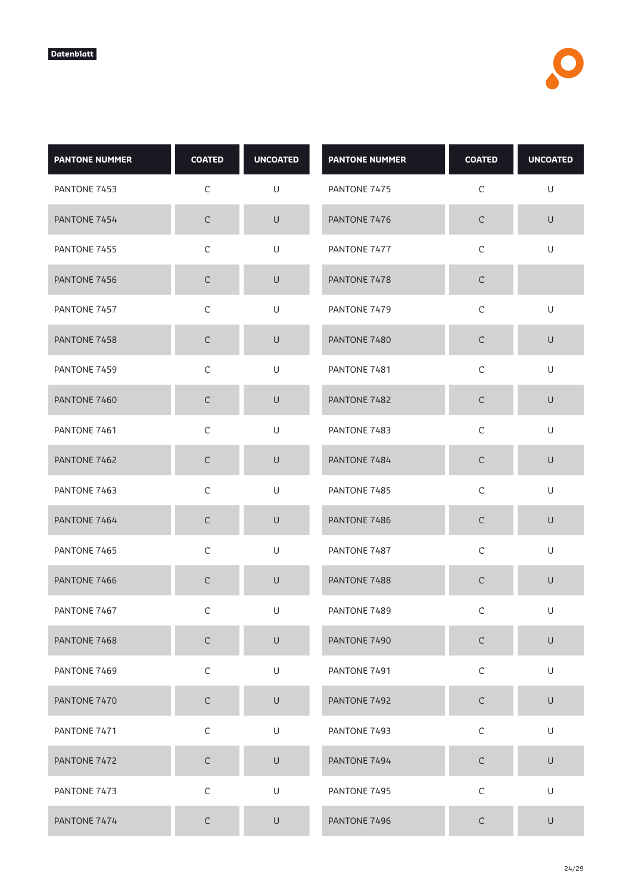Datenblatt

| PANTONE NUMMER | COATED | UNCOATED |
| --- | --- | --- |
| PANTONE 7453 | C | U |
| PANTONE 7454 | C | U |
| PANTONE 7455 | C | U |
| PANTONE 7456 | C | U |
| PANTONE 7457 | C | U |
| PANTONE 7458 | C | U |
| PANTONE 7459 | C | U |
| PANTONE 7460 | C | U |
| PANTONE 7461 | C | U |
| PANTONE 7462 | C | U |
| PANTONE 7463 | C | U |
| PANTONE 7464 | C | U |
| PANTONE 7465 | C | U |
| PANTONE 7466 | C | U |
| PANTONE 7467 | C | U |
| PANTONE 7468 | C | U |
| PANTONE 7469 | C | U |
| PANTONE 7470 | C | U |
| PANTONE 7471 | C | U |
| PANTONE 7472 | C | U |
| PANTONE 7473 | C | U |
| PANTONE 7474 | C | U |
| PANTONE 7475 | C | U |
| PANTONE 7476 | C | U |
| PANTONE 7477 | C | U |
| PANTONE 7478 | C | |
| PANTONE 7479 | C | U |
| PANTONE 7480 | C | U |
| PANTONE 7481 | C | U |
| PANTONE 7482 | C | U |
| PANTONE 7483 | C | U |
| PANTONE 7484 | C | U |
| PANTONE 7485 | C | U |
| PANTONE 7486 | C | U |
| PANTONE 7487 | C | U |
| PANTONE 7488 | C | U |
| PANTONE 7489 | C | U |
| PANTONE 7490 | C | U |
| PANTONE 7491 | C | U |
| PANTONE 7492 | C | U |
| PANTONE 7493 | C | U |
| PANTONE 7494 | C | U |
| PANTONE 7495 | C | U |
| PANTONE 7496 | C | U |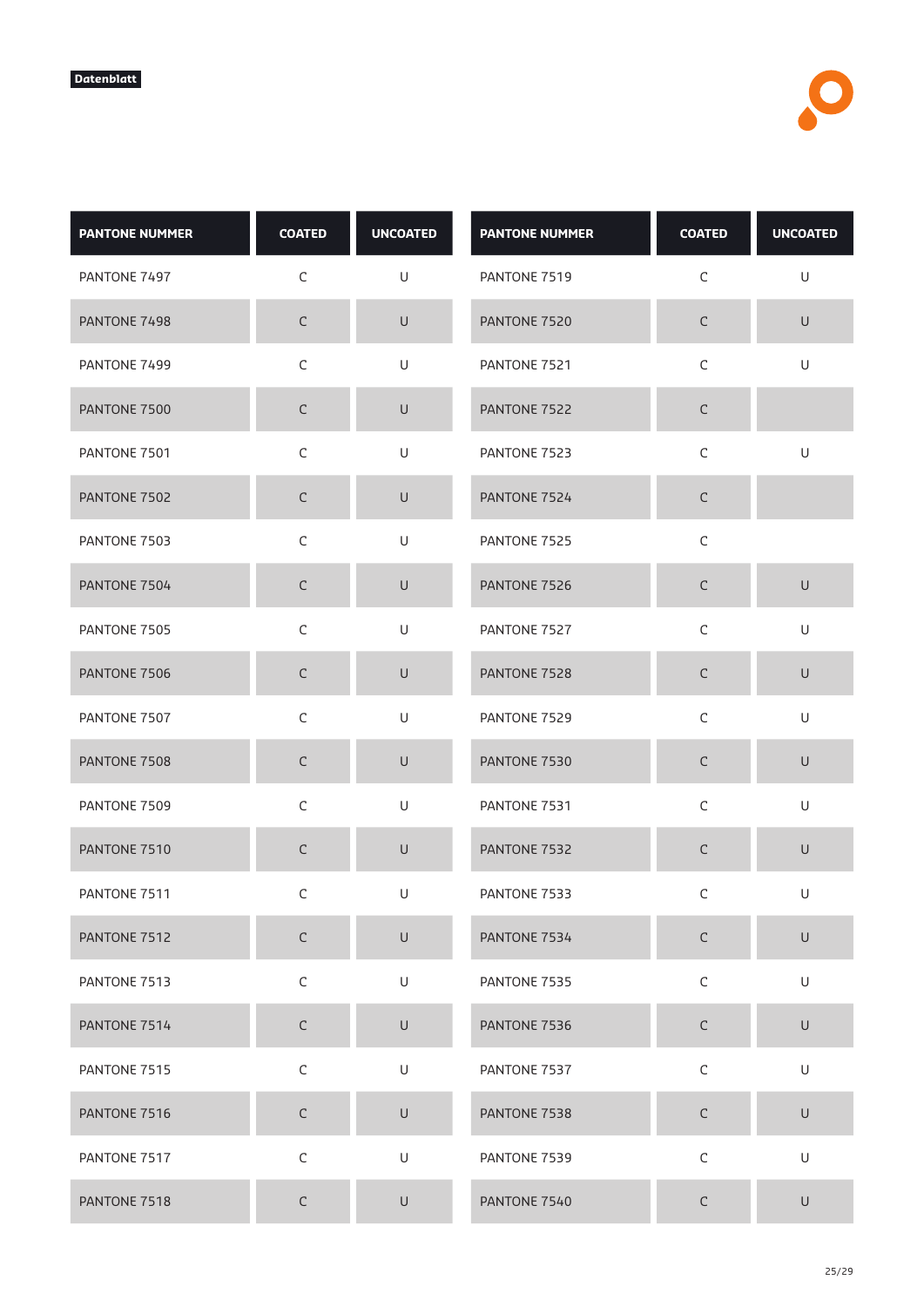Datenblatt

| PANTONE NUMMER | COATED | UNCOATED |
|---|---|---|
| PANTONE 7497 | C | U |
| PANTONE 7498 | C | U |
| PANTONE 7499 | C | U |
| PANTONE 7500 | C | U |
| PANTONE 7501 | C | U |
| PANTONE 7502 | C | U |
| PANTONE 7503 | C | U |
| PANTONE 7504 | C | U |
| PANTONE 7505 | C | U |
| PANTONE 7506 | C | U |
| PANTONE 7507 | C | U |
| PANTONE 7508 | C | U |
| PANTONE 7509 | C | U |
| PANTONE 7510 | C | U |
| PANTONE 7511 | C | U |
| PANTONE 7512 | C | U |
| PANTONE 7513 | C | U |
| PANTONE 7514 | C | U |
| PANTONE 7515 | C | U |
| PANTONE 7516 | C | U |
| PANTONE 7517 | C | U |
| PANTONE 7518 | C | U |

| PANTONE NUMMER | COATED | UNCOATED |
|---|---|---|
| PANTONE 7519 | C | U |
| PANTONE 7520 | C | U |
| PANTONE 7521 | C | U |
| PANTONE 7522 | C | |
| PANTONE 7523 | C | U |
| PANTONE 7524 | C | |
| PANTONE 7525 | C | |
| PANTONE 7526 | C | U |
| PANTONE 7527 | C | U |
| PANTONE 7528 | C | U |
| PANTONE 7529 | C | U |
| PANTONE 7530 | C | U |
| PANTONE 7531 | C | U |
| PANTONE 7532 | C | U |
| PANTONE 7533 | C | U |
| PANTONE 7534 | C | U |
| PANTONE 7535 | C | U |
| PANTONE 7536 | C | U |
| PANTONE 7537 | C | U |
| PANTONE 7538 | C | U |
| PANTONE 7539 | C | U |
| PANTONE 7540 | C | U |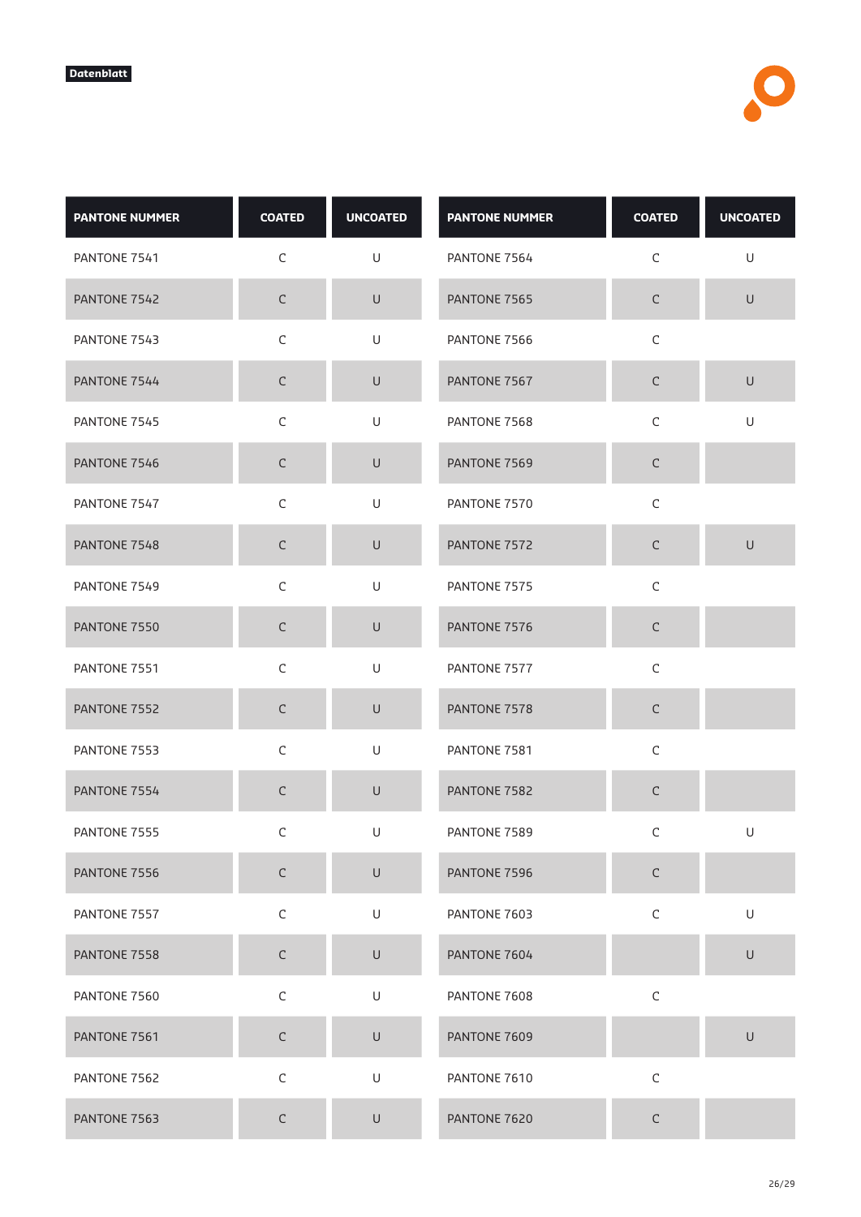Datenblatt

| PANTONE NUMMER | COATED | UNCOATED |
|---|---|---|
| PANTONE 7541 | C | U |
| PANTONE 7542 | C | U |
| PANTONE 7543 | C | U |
| PANTONE 7544 | C | U |
| PANTONE 7545 | C | U |
| PANTONE 7546 | C | U |
| PANTONE 7547 | C | U |
| PANTONE 7548 | C | U |
| PANTONE 7549 | C | U |
| PANTONE 7550 | C | U |
| PANTONE 7551 | C | U |
| PANTONE 7552 | C | U |
| PANTONE 7553 | C | U |
| PANTONE 7554 | C | U |
| PANTONE 7555 | C | U |
| PANTONE 7556 | C | U |
| PANTONE 7557 | C | U |
| PANTONE 7558 | C | U |
| PANTONE 7560 | C | U |
| PANTONE 7561 | C | U |
| PANTONE 7562 | C | U |
| PANTONE 7563 | C | U |
| PANTONE 7564 | C | U |
| PANTONE 7565 | C | U |
| PANTONE 7566 | C | |
| PANTONE 7567 | C | U |
| PANTONE 7568 | C | U |
| PANTONE 7569 | C | |
| PANTONE 7570 | C | |
| PANTONE 7572 | C | U |
| PANTONE 7575 | C | |
| PANTONE 7576 | C | |
| PANTONE 7577 | C | |
| PANTONE 7578 | C | |
| PANTONE 7581 | C | |
| PANTONE 7582 | C | |
| PANTONE 7589 | C | U |
| PANTONE 7596 | C | |
| PANTONE 7603 | C | U |
| PANTONE 7604 | | U |
| PANTONE 7608 | C | |
| PANTONE 7609 | | U |
| PANTONE 7610 | C | |
| PANTONE 7620 | C | |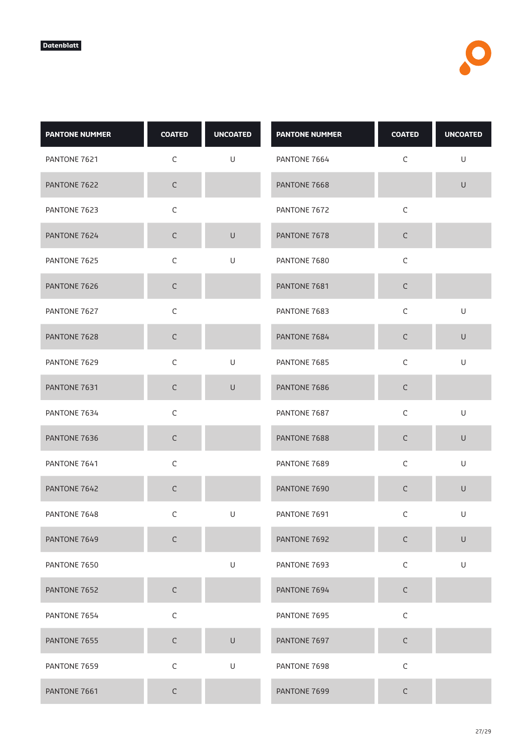**Datenblatt**

| PANTONE NUMMER | COATED | UNCOATED |
|---|---|---|
| PANTONE 7621 | C | U |
| PANTONE 7622 | C | |
| PANTONE 7623 | C | |
| PANTONE 7624 | C | U |
| PANTONE 7625 | C | U |
| PANTONE 7626 | C | |
| PANTONE 7627 | C | |
| PANTONE 7628 | C | |
| PANTONE 7629 | C | U |
| PANTONE 7631 | C | U |
| PANTONE 7634 | C | |
| PANTONE 7636 | C | |
| PANTONE 7641 | C | |
| PANTONE 7642 | C | |
| PANTONE 7648 | C | U |
| PANTONE 7649 | C | |
| PANTONE 7650 | | U |
| PANTONE 7652 | C | |
| PANTONE 7654 | C | |
| PANTONE 7655 | C | U |
| PANTONE 7659 | C | U |
| PANTONE 7661 | C | |
| PANTONE 7664 | C | U |
| PANTONE 7668 | | U |
| PANTONE 7672 | C | |
| PANTONE 7678 | C | |
| PANTONE 7680 | C | |
| PANTONE 7681 | C | |
| PANTONE 7683 | C | U |
| PANTONE 7684 | C | U |
| PANTONE 7685 | C | U |
| PANTONE 7686 | C | |
| PANTONE 7687 | C | U |
| PANTONE 7688 | C | U |
| PANTONE 7689 | C | U |
| PANTONE 7690 | C | U |
| PANTONE 7691 | C | U |
| PANTONE 7692 | C | U |
| PANTONE 7693 | C | U |
| PANTONE 7694 | C | |
| PANTONE 7695 | C | |
| PANTONE 7697 | C | |
| PANTONE 7698 | C | |
| PANTONE 7699 | C | |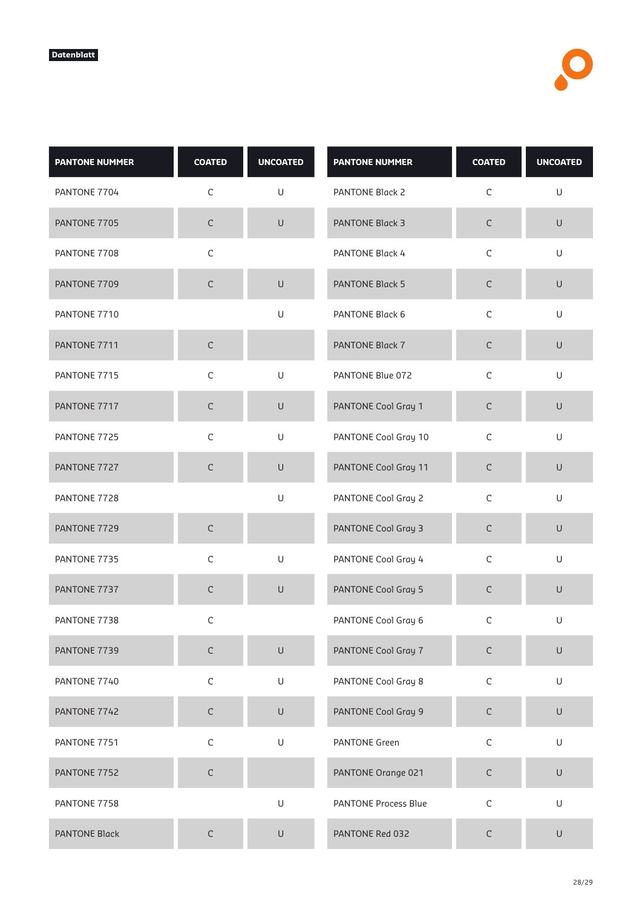Datenblatt

| PANTONE NUMMER | COATED | UNCOATED |
|---|---|---|
| PANTONE 7704 | C | U |
| PANTONE 7705 | C | U |
| PANTONE 7708 | C | |
| PANTONE 7709 | C | U |
| PANTONE 7710 | | U |
| PANTONE 7711 | C | |
| PANTONE 7715 | C | U |
| PANTONE 7717 | C | U |
| PANTONE 7725 | C | U |
| PANTONE 7727 | C | U |
| PANTONE 7728 | | U |
| PANTONE 7729 | C | |
| PANTONE 7735 | C | U |
| PANTONE 7737 | C | U |
| PANTONE 7738 | C | |
| PANTONE 7739 | C | U |
| PANTONE 7740 | C | U |
| PANTONE 7742 | C | U |
| PANTONE 7751 | C | U |
| PANTONE 7752 | C | |
| PANTONE 7758 | | U |
| PANTONE Black | C | U |

| PANTONE NUMMER | COATED | UNCOATED |
|---|---|---|
| PANTONE Black 2 | C | U |
| PANTONE Black 3 | C | U |
| PANTONE Black 4 | C | U |
| PANTONE Black 5 | C | U |
| PANTONE Black 6 | C | U |
| PANTONE Black 7 | C | U |
| PANTONE Blue 072 | C | U |
| PANTONE Cool Gray 1 | C | U |
| PANTONE Cool Gray 10 | C | U |
| PANTONE Cool Gray 11 | C | U |
| PANTONE Cool Gray 2 | C | U |
| PANTONE Cool Gray 3 | C | U |
| PANTONE Cool Gray 4 | C | U |
| PANTONE Cool Gray 5 | C | U |
| PANTONE Cool Gray 6 | C | U |
| PANTONE Cool Gray 7 | C | U |
| PANTONE Cool Gray 8 | C | U |
| PANTONE Cool Gray 9 | C | U |
| PANTONE Green | C | U |
| PANTONE Orange 021 | C | U |
| PANTONE Process Blue | C | U |
| PANTONE Red 032 | C | U |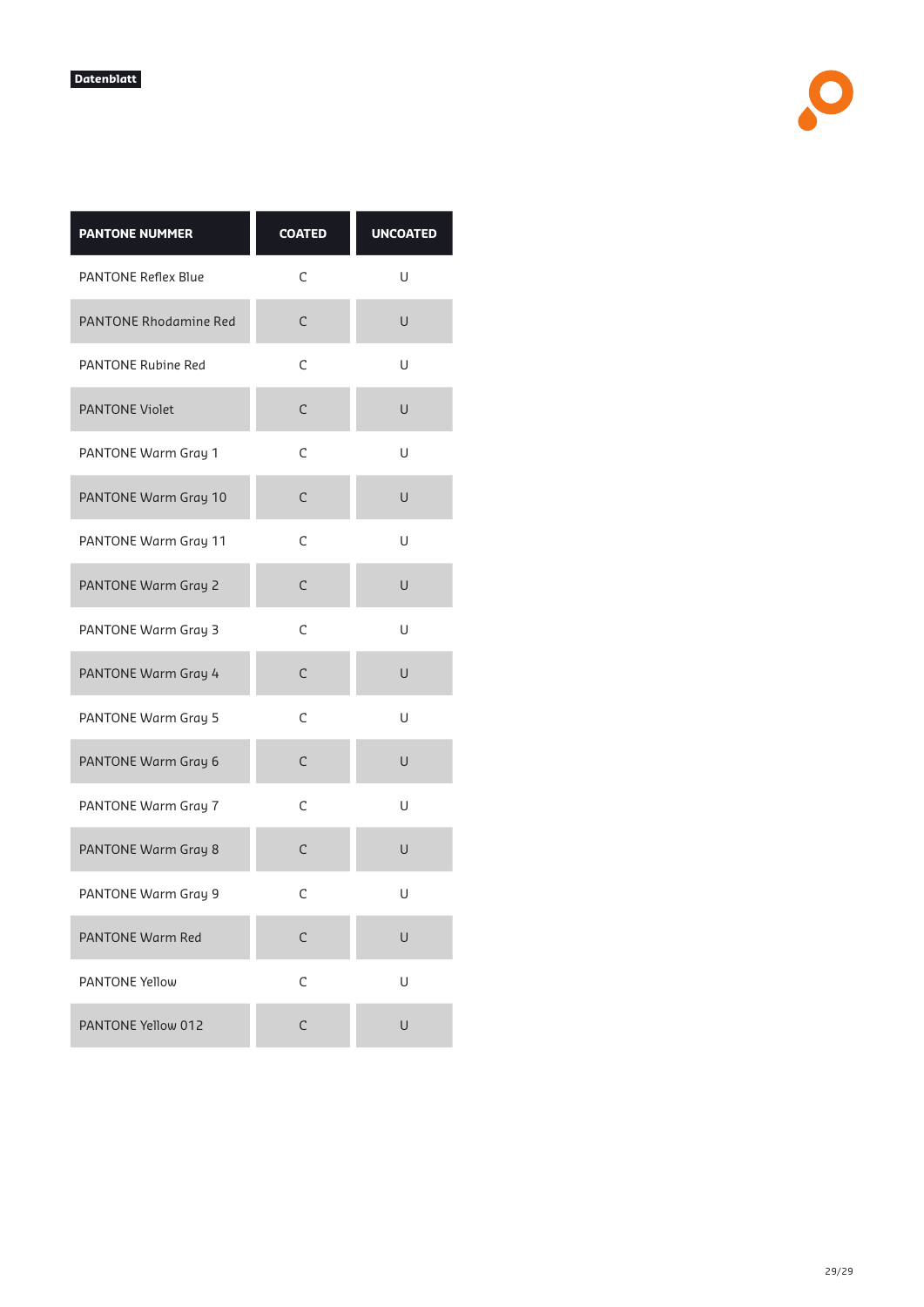Datenblatt

| PANTONE NUMMER | COATED | UNCOATED |
|---|---|---|
| PANTONE Reflex Blue | C | U |
| PANTONE Rhodamine Red | C | U |
| PANTONE Rubine Red | C | U |
| PANTONE Violet | C | U |
| PANTONE Warm Gray 1 | C | U |
| PANTONE Warm Gray 10 | C | U |
| PANTONE Warm Gray 11 | C | U |
| PANTONE Warm Gray 2 | C | U |
| PANTONE Warm Gray 3 | C | U |
| PANTONE Warm Gray 4 | C | U |
| PANTONE Warm Gray 5 | C | U |
| PANTONE Warm Gray 6 | C | U |
| PANTONE Warm Gray 7 | C | U |
| PANTONE Warm Gray 8 | C | U |
| PANTONE Warm Gray 9 | C | U |
| PANTONE Warm Red | C | U |
| PANTONE Yellow | C | U |
| PANTONE Yellow 012 | C | U |